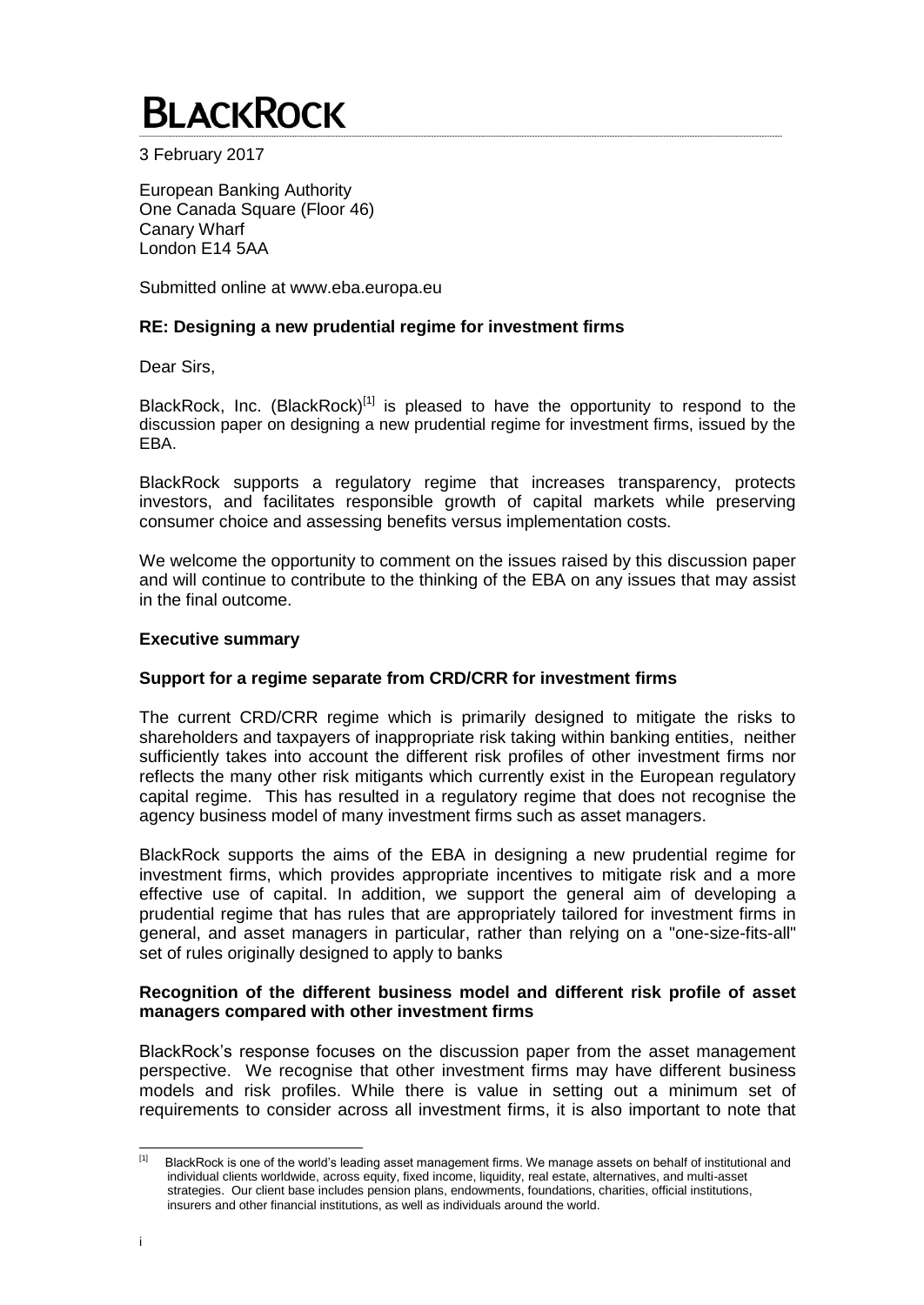# BLACKROCK

3 February 2017

European Banking Authority
One Canada Square (Floor 46)
Canary Wharf
London E14 5AA

Submitted online at www.eba.europa.eu

**RE: Designing a new prudential regime for investment firms**

Dear Sirs,

BlackRock, Inc. (BlackRock)[1] is pleased to have the opportunity to respond to the discussion paper on designing a new prudential regime for investment firms, issued by the EBA.

BlackRock supports a regulatory regime that increases transparency, protects investors, and facilitates responsible growth of capital markets while preserving consumer choice and assessing benefits versus implementation costs.

We welcome the opportunity to comment on the issues raised by this discussion paper and will continue to contribute to the thinking of the EBA on any issues that may assist in the final outcome.

**Executive summary**

**Support for a regime separate from CRD/CRR for investment firms**

The current CRD/CRR regime which is primarily designed to mitigate the risks to shareholders and taxpayers of inappropriate risk taking within banking entities, neither sufficiently takes into account the different risk profiles of other investment firms nor reflects the many other risk mitigants which currently exist in the European regulatory capital regime. This has resulted in a regulatory regime that does not recognise the agency business model of many investment firms such as asset managers.

BlackRock supports the aims of the EBA in designing a new prudential regime for investment firms, which provides appropriate incentives to mitigate risk and a more effective use of capital. In addition, we support the general aim of developing a prudential regime that has rules that are appropriately tailored for investment firms in general, and asset managers in particular, rather than relying on a "one-size-fits-all" set of rules originally designed to apply to banks

**Recognition of the different business model and different risk profile of asset managers compared with other investment firms**

BlackRock's response focuses on the discussion paper from the asset management perspective. We recognise that other investment firms may have different business models and risk profiles. While there is value in setting out a minimum set of requirements to consider across all investment firms, it is also important to note that

[1] BlackRock is one of the world's leading asset management firms. We manage assets on behalf of institutional and individual clients worldwide, across equity, fixed income, liquidity, real estate, alternatives, and multi-asset strategies. Our client base includes pension plans, endowments, foundations, charities, official institutions, insurers and other financial institutions, as well as individuals around the world.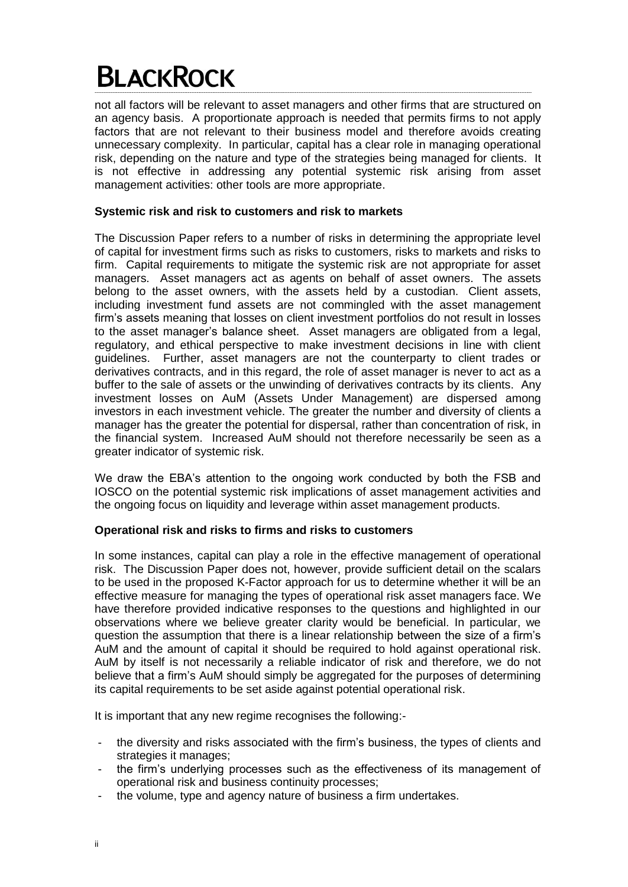not all factors will be relevant to asset managers and other firms that are structured on an agency basis. A proportionate approach is needed that permits firms to not apply factors that are not relevant to their business model and therefore avoids creating unnecessary complexity. In particular, capital has a clear role in managing operational risk, depending on the nature and type of the strategies being managed for clients. It is not effective in addressing any potential systemic risk arising from asset management activities: other tools are more appropriate.

**Systemic risk and risk to customers and risk to markets**

The Discussion Paper refers to a number of risks in determining the appropriate level of capital for investment firms such as risks to customers, risks to markets and risks to firm. Capital requirements to mitigate the systemic risk are not appropriate for asset managers. Asset managers act as agents on behalf of asset owners. The assets belong to the asset owners, with the assets held by a custodian. Client assets, including investment fund assets are not commingled with the asset management firm's assets meaning that losses on client investment portfolios do not result in losses to the asset manager's balance sheet. Asset managers are obligated from a legal, regulatory, and ethical perspective to make investment decisions in line with client guidelines. Further, asset managers are not the counterparty to client trades or derivatives contracts, and in this regard, the role of asset manager is never to act as a buffer to the sale of assets or the unwinding of derivatives contracts by its clients. Any investment losses on AuM (Assets Under Management) are dispersed among investors in each investment vehicle. The greater the number and diversity of clients a manager has the greater the potential for dispersal, rather than concentration of risk, in the financial system. Increased AuM should not therefore necessarily be seen as a greater indicator of systemic risk.

We draw the EBA's attention to the ongoing work conducted by both the FSB and IOSCO on the potential systemic risk implications of asset management activities and the ongoing focus on liquidity and leverage within asset management products.

**Operational risk and risks to firms and risks to customers**

In some instances, capital can play a role in the effective management of operational risk. The Discussion Paper does not, however, provide sufficient detail on the scalars to be used in the proposed K-Factor approach for us to determine whether it will be an effective measure for managing the types of operational risk asset managers face. We have therefore provided indicative responses to the questions and highlighted in our observations where we believe greater clarity would be beneficial. In particular, we question the assumption that there is a linear relationship between the size of a firm's AuM and the amount of capital it should be required to hold against operational risk. AuM by itself is not necessarily a reliable indicator of risk and therefore, we do not believe that a firm's AuM should simply be aggregated for the purposes of determining its capital requirements to be set aside against potential operational risk.

It is important that any new regime recognises the following:-

- the diversity and risks associated with the firm's business, the types of clients and strategies it manages;
- the firm's underlying processes such as the effectiveness of its management of operational risk and business continuity processes;
- the volume, type and agency nature of business a firm undertakes.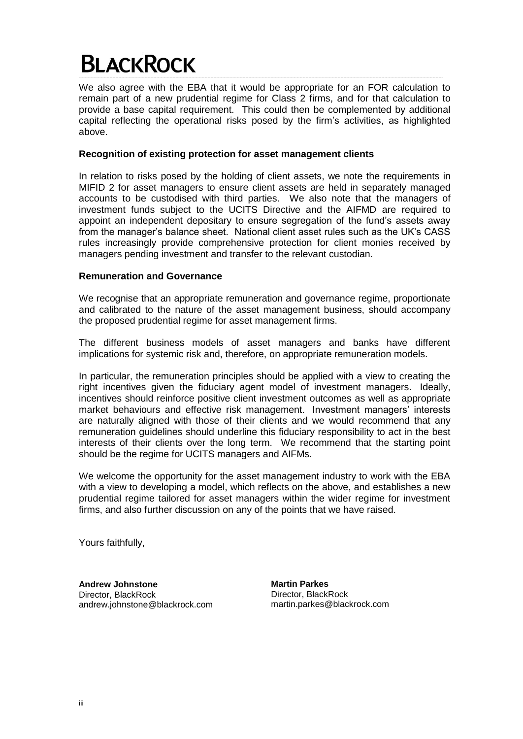We also agree with the EBA that it would be appropriate for an FOR calculation to remain part of a new prudential regime for Class 2 firms, and for that calculation to provide a base capital requirement. This could then be complemented by additional capital reflecting the operational risks posed by the firm's activities, as highlighted above.

**Recognition of existing protection for asset management clients**

In relation to risks posed by the holding of client assets, we note the requirements in MIFID 2 for asset managers to ensure client assets are held in separately managed accounts to be custodised with third parties. We also note that the managers of investment funds subject to the UCITS Directive and the AIFMD are required to appoint an independent depositary to ensure segregation of the fund's assets away from the manager's balance sheet. National client asset rules such as the UK's CASS rules increasingly provide comprehensive protection for client monies received by managers pending investment and transfer to the relevant custodian.

**Remuneration and Governance**

We recognise that an appropriate remuneration and governance regime, proportionate and calibrated to the nature of the asset management business, should accompany the proposed prudential regime for asset management firms.

The different business models of asset managers and banks have different implications for systemic risk and, therefore, on appropriate remuneration models.

In particular, the remuneration principles should be applied with a view to creating the right incentives given the fiduciary agent model of investment managers. Ideally, incentives should reinforce positive client investment outcomes as well as appropriate market behaviours and effective risk management. Investment managers' interests are naturally aligned with those of their clients and we would recommend that any remuneration guidelines should underline this fiduciary responsibility to act in the best interests of their clients over the long term. We recommend that the starting point should be the regime for UCITS managers and AIFMs.

We welcome the opportunity for the asset management industry to work with the EBA with a view to developing a model, which reflects on the above, and establishes a new prudential regime tailored for asset managers within the wider regime for investment firms, and also further discussion on any of the points that we have raised.

Yours faithfully,

**Andrew Johnstone**
Director, BlackRock
andrew.johnstone@blackrock.com

**Martin Parkes**
Director, BlackRock
martin.parkes@blackrock.com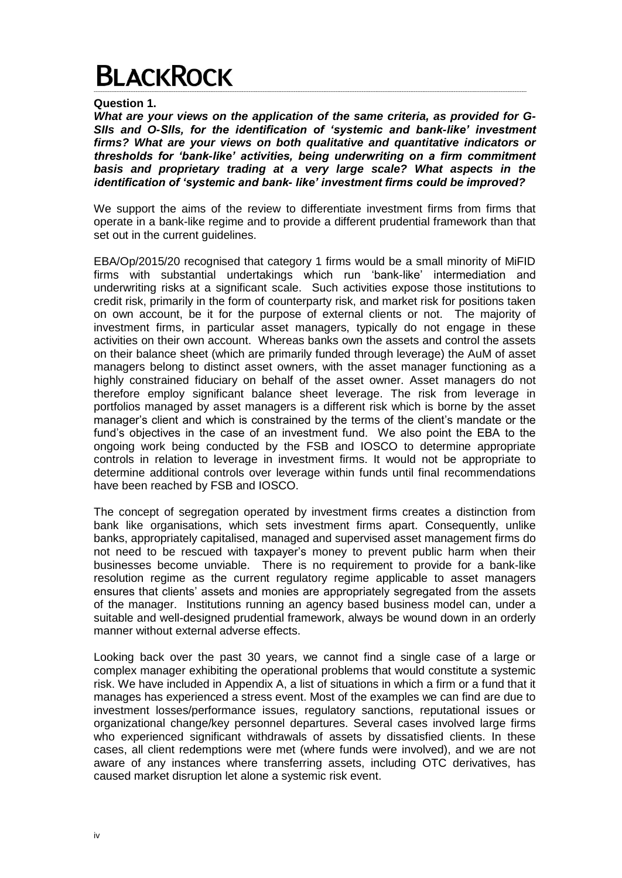**Question 1.**

***What are your views on the application of the same criteria, as provided for G-SIIs and O-SIIs, for the identification of 'systemic and bank-like' investment firms? What are your views on both qualitative and quantitative indicators or thresholds for 'bank-like' activities, being underwriting on a firm commitment basis and proprietary trading at a very large scale? What aspects in the identification of 'systemic and bank- like' investment firms could be improved?***

We support the aims of the review to differentiate investment firms from firms that operate in a bank-like regime and to provide a different prudential framework than that set out in the current guidelines.

EBA/Op/2015/20 recognised that category 1 firms would be a small minority of MiFID firms with substantial undertakings which run 'bank-like' intermediation and underwriting risks at a significant scale. Such activities expose those institutions to credit risk, primarily in the form of counterparty risk, and market risk for positions taken on own account, be it for the purpose of external clients or not. The majority of investment firms, in particular asset managers, typically do not engage in these activities on their own account. Whereas banks own the assets and control the assets on their balance sheet (which are primarily funded through leverage) the AuM of asset managers belong to distinct asset owners, with the asset manager functioning as a highly constrained fiduciary on behalf of the asset owner. Asset managers do not therefore employ significant balance sheet leverage. The risk from leverage in portfolios managed by asset managers is a different risk which is borne by the asset manager's client and which is constrained by the terms of the client's mandate or the fund's objectives in the case of an investment fund. We also point the EBA to the ongoing work being conducted by the FSB and IOSCO to determine appropriate controls in relation to leverage in investment firms. It would not be appropriate to determine additional controls over leverage within funds until final recommendations have been reached by FSB and IOSCO.

The concept of segregation operated by investment firms creates a distinction from bank like organisations, which sets investment firms apart. Consequently, unlike banks, appropriately capitalised, managed and supervised asset management firms do not need to be rescued with taxpayer's money to prevent public harm when their businesses become unviable. There is no requirement to provide for a bank-like resolution regime as the current regulatory regime applicable to asset managers ensures that clients' assets and monies are appropriately segregated from the assets of the manager. Institutions running an agency based business model can, under a suitable and well-designed prudential framework, always be wound down in an orderly manner without external adverse effects.

Looking back over the past 30 years, we cannot find a single case of a large or complex manager exhibiting the operational problems that would constitute a systemic risk. We have included in Appendix A, a list of situations in which a firm or a fund that it manages has experienced a stress event. Most of the examples we can find are due to investment losses/performance issues, regulatory sanctions, reputational issues or organizational change/key personnel departures. Several cases involved large firms who experienced significant withdrawals of assets by dissatisfied clients. In these cases, all client redemptions were met (where funds were involved), and we are not aware of any instances where transferring assets, including OTC derivatives, has caused market disruption let alone a systemic risk event.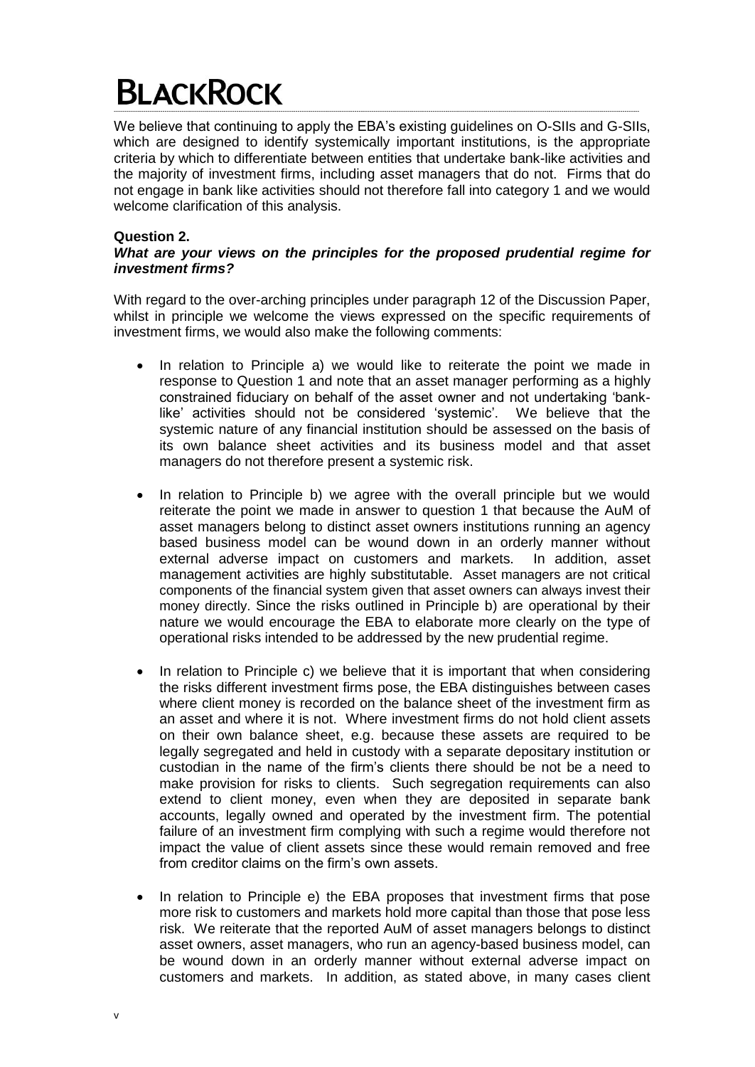We believe that continuing to apply the EBA's existing guidelines on O-SIIs and G-SIIs, which are designed to identify systemically important institutions, is the appropriate criteria by which to differentiate between entities that undertake bank-like activities and the majority of investment firms, including asset managers that do not. Firms that do not engage in bank like activities should not therefore fall into category 1 and we would welcome clarification of this analysis.

**Question 2.**
***What are your views on the principles for the proposed prudential regime for investment firms?***

With regard to the over-arching principles under paragraph 12 of the Discussion Paper, whilst in principle we welcome the views expressed on the specific requirements of investment firms, we would also make the following comments:

- In relation to Principle a) we would like to reiterate the point we made in response to Question 1 and note that an asset manager performing as a highly constrained fiduciary on behalf of the asset owner and not undertaking 'bank-like' activities should not be considered 'systemic'. We believe that the systemic nature of any financial institution should be assessed on the basis of its own balance sheet activities and its business model and that asset managers do not therefore present a systemic risk.

- In relation to Principle b) we agree with the overall principle but we would reiterate the point we made in answer to question 1 that because the AuM of asset managers belong to distinct asset owners institutions running an agency based business model can be wound down in an orderly manner without external adverse impact on customers and markets. In addition, asset management activities are highly substitutable. Asset managers are not critical components of the financial system given that asset owners can always invest their money directly. Since the risks outlined in Principle b) are operational by their nature we would encourage the EBA to elaborate more clearly on the type of operational risks intended to be addressed by the new prudential regime.

- In relation to Principle c) we believe that it is important that when considering the risks different investment firms pose, the EBA distinguishes between cases where client money is recorded on the balance sheet of the investment firm as an asset and where it is not. Where investment firms do not hold client assets on their own balance sheet, e.g. because these assets are required to be legally segregated and held in custody with a separate depositary institution or custodian in the name of the firm's clients there should be not be a need to make provision for risks to clients. Such segregation requirements can also extend to client money, even when they are deposited in separate bank accounts, legally owned and operated by the investment firm. The potential failure of an investment firm complying with such a regime would therefore not impact the value of client assets since these would remain removed and free from creditor claims on the firm's own assets.

- In relation to Principle e) the EBA proposes that investment firms that pose more risk to customers and markets hold more capital than those that pose less risk. We reiterate that the reported AuM of asset managers belongs to distinct asset owners, asset managers, who run an agency-based business model, can be wound down in an orderly manner without external adverse impact on customers and markets. In addition, as stated above, in many cases client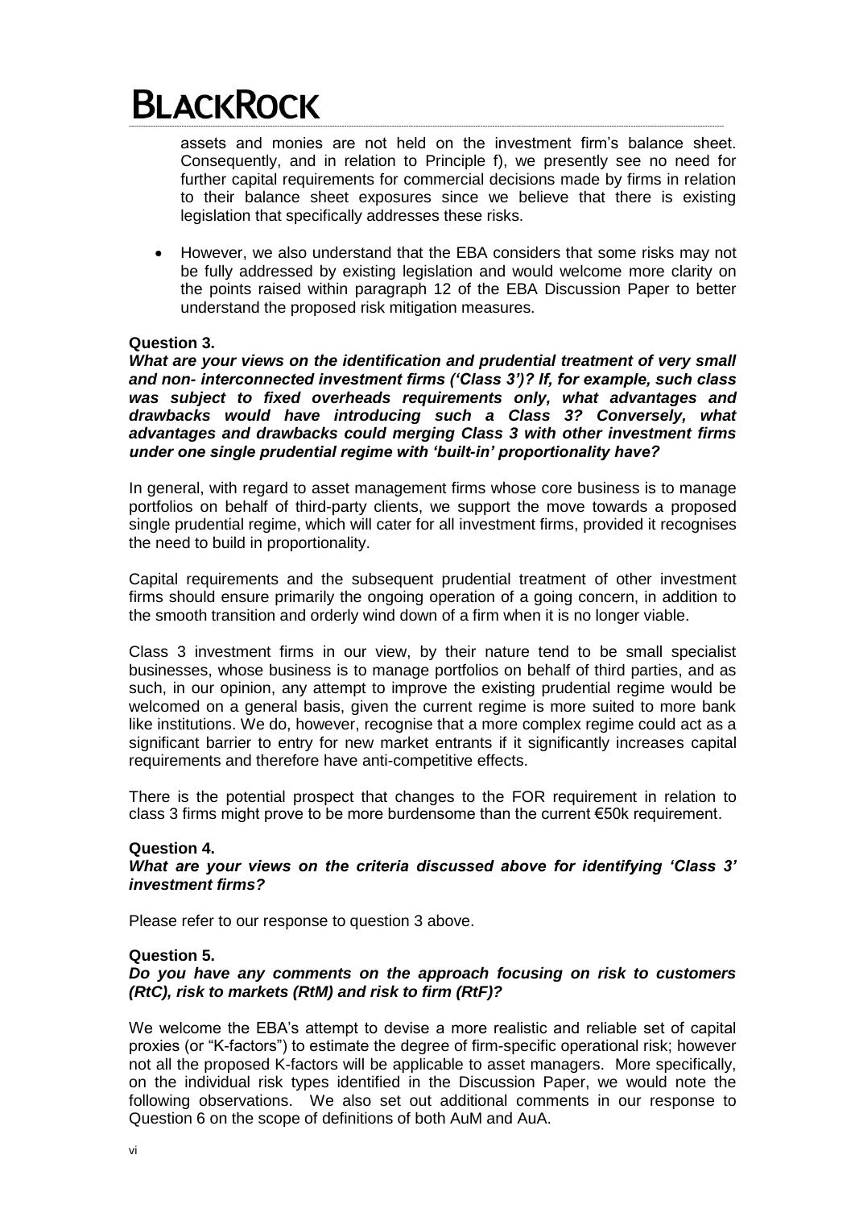assets and monies are not held on the investment firm's balance sheet. Consequently, and in relation to Principle f), we presently see no need for further capital requirements for commercial decisions made by firms in relation to their balance sheet exposures since we believe that there is existing legislation that specifically addresses these risks.

- However, we also understand that the EBA considers that some risks may not be fully addressed by existing legislation and would welcome more clarity on the points raised within paragraph 12 of the EBA Discussion Paper to better understand the proposed risk mitigation measures.

**Question 3.**

***What are your views on the identification and prudential treatment of very small and non- interconnected investment firms ('Class 3')? If, for example, such class was subject to fixed overheads requirements only, what advantages and drawbacks would have introducing such a Class 3? Conversely, what advantages and drawbacks could merging Class 3 with other investment firms under one single prudential regime with 'built-in' proportionality have?***

In general, with regard to asset management firms whose core business is to manage portfolios on behalf of third-party clients, we support the move towards a proposed single prudential regime, which will cater for all investment firms, provided it recognises the need to build in proportionality.

Capital requirements and the subsequent prudential treatment of other investment firms should ensure primarily the ongoing operation of a going concern, in addition to the smooth transition and orderly wind down of a firm when it is no longer viable.

Class 3 investment firms in our view, by their nature tend to be small specialist businesses, whose business is to manage portfolios on behalf of third parties, and as such, in our opinion, any attempt to improve the existing prudential regime would be welcomed on a general basis, given the current regime is more suited to more bank like institutions. We do, however, recognise that a more complex regime could act as a significant barrier to entry for new market entrants if it significantly increases capital requirements and therefore have anti-competitive effects.

There is the potential prospect that changes to the FOR requirement in relation to class 3 firms might prove to be more burdensome than the current €50k requirement.

**Question 4.**

***What are your views on the criteria discussed above for identifying 'Class 3' investment firms?***

Please refer to our response to question 3 above.

**Question 5.**

***Do you have any comments on the approach focusing on risk to customers (RtC), risk to markets (RtM) and risk to firm (RtF)?***

We welcome the EBA's attempt to devise a more realistic and reliable set of capital proxies (or "K-factors") to estimate the degree of firm-specific operational risk; however not all the proposed K-factors will be applicable to asset managers. More specifically, on the individual risk types identified in the Discussion Paper, we would note the following observations. We also set out additional comments in our response to Question 6 on the scope of definitions of both AuM and AuA.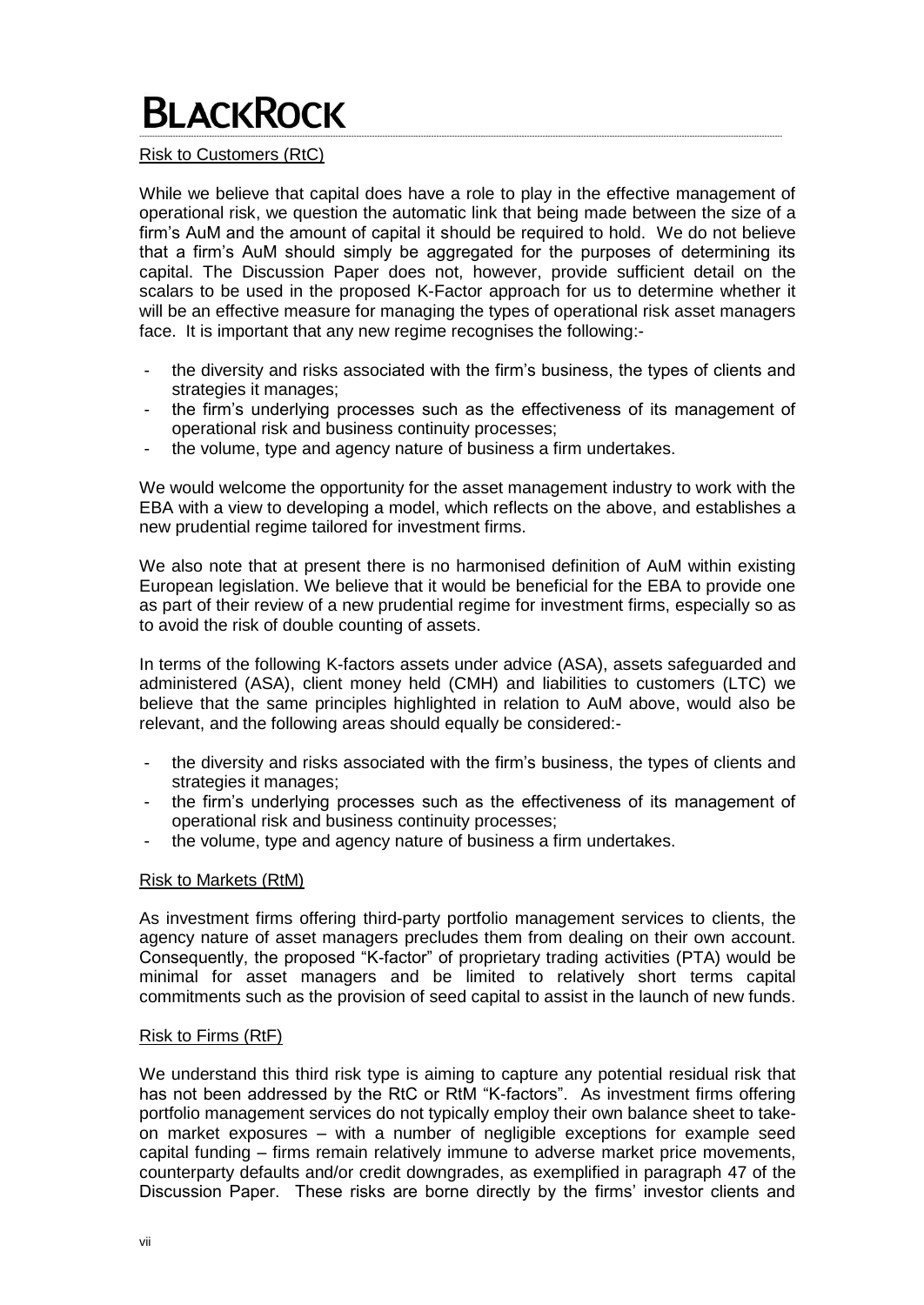Risk to Customers (RtC)

While we believe that capital does have a role to play in the effective management of operational risk, we question the automatic link that being made between the size of a firm's AuM and the amount of capital it should be required to hold. We do not believe that a firm's AuM should simply be aggregated for the purposes of determining its capital. The Discussion Paper does not, however, provide sufficient detail on the scalars to be used in the proposed K-Factor approach for us to determine whether it will be an effective measure for managing the types of operational risk asset managers face. It is important that any new regime recognises the following:-

- the diversity and risks associated with the firm's business, the types of clients and strategies it manages;
- the firm's underlying processes such as the effectiveness of its management of operational risk and business continuity processes;
- the volume, type and agency nature of business a firm undertakes.

We would welcome the opportunity for the asset management industry to work with the EBA with a view to developing a model, which reflects on the above, and establishes a new prudential regime tailored for investment firms.

We also note that at present there is no harmonised definition of AuM within existing European legislation. We believe that it would be beneficial for the EBA to provide one as part of their review of a new prudential regime for investment firms, especially so as to avoid the risk of double counting of assets.

In terms of the following K-factors assets under advice (ASA), assets safeguarded and administered (ASA), client money held (CMH) and liabilities to customers (LTC) we believe that the same principles highlighted in relation to AuM above, would also be relevant, and the following areas should equally be considered:-

- the diversity and risks associated with the firm's business, the types of clients and strategies it manages;
- the firm's underlying processes such as the effectiveness of its management of operational risk and business continuity processes;
- the volume, type and agency nature of business a firm undertakes.

Risk to Markets (RtM)

As investment firms offering third-party portfolio management services to clients, the agency nature of asset managers precludes them from dealing on their own account. Consequently, the proposed "K-factor" of proprietary trading activities (PTA) would be minimal for asset managers and be limited to relatively short terms capital commitments such as the provision of seed capital to assist in the launch of new funds.

Risk to Firms (RtF)

We understand this third risk type is aiming to capture any potential residual risk that has not been addressed by the RtC or RtM "K-factors". As investment firms offering portfolio management services do not typically employ their own balance sheet to take-on market exposures – with a number of negligible exceptions for example seed capital funding – firms remain relatively immune to adverse market price movements, counterparty defaults and/or credit downgrades, as exemplified in paragraph 47 of the Discussion Paper. These risks are borne directly by the firms' investor clients and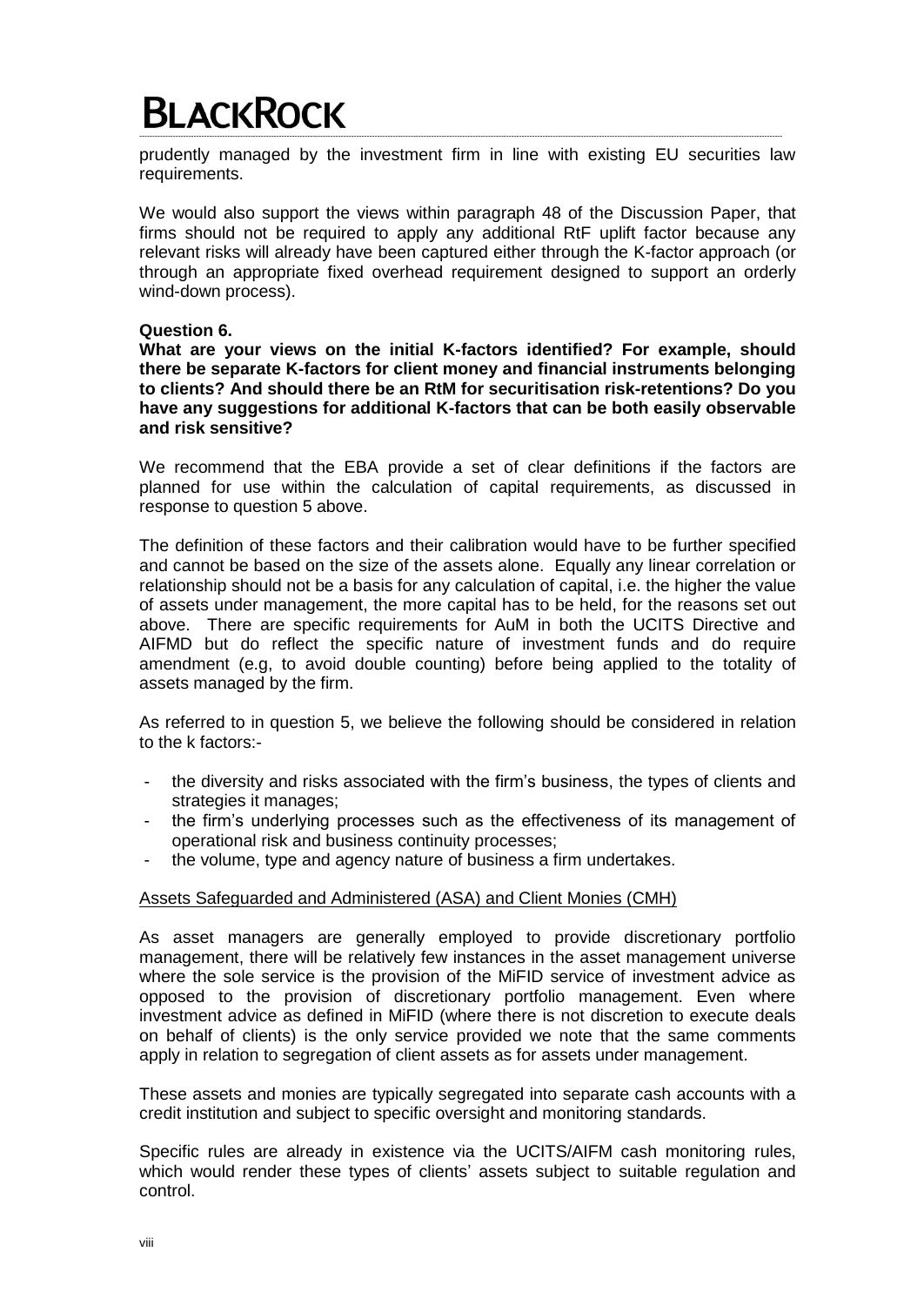prudently managed by the investment firm in line with existing EU securities law requirements.

We would also support the views within paragraph 48 of the Discussion Paper, that firms should not be required to apply any additional RtF uplift factor because any relevant risks will already have been captured either through the K-factor approach (or through an appropriate fixed overhead requirement designed to support an orderly wind-down process).

**Question 6.**

**What are your views on the initial K-factors identified? For example, should there be separate K-factors for client money and financial instruments belonging to clients? And should there be an RtM for securitisation risk-retentions? Do you have any suggestions for additional K-factors that can be both easily observable and risk sensitive?**

We recommend that the EBA provide a set of clear definitions if the factors are planned for use within the calculation of capital requirements, as discussed in response to question 5 above.

The definition of these factors and their calibration would have to be further specified and cannot be based on the size of the assets alone. Equally any linear correlation or relationship should not be a basis for any calculation of capital, i.e. the higher the value of assets under management, the more capital has to be held, for the reasons set out above. There are specific requirements for AuM in both the UCITS Directive and AIFMD but do reflect the specific nature of investment funds and do require amendment (e.g, to avoid double counting) before being applied to the totality of assets managed by the firm.

As referred to in question 5, we believe the following should be considered in relation to the k factors:-

- the diversity and risks associated with the firm's business, the types of clients and strategies it manages;
- the firm's underlying processes such as the effectiveness of its management of operational risk and business continuity processes;
- the volume, type and agency nature of business a firm undertakes.

Assets Safeguarded and Administered (ASA) and Client Monies (CMH)

As asset managers are generally employed to provide discretionary portfolio management, there will be relatively few instances in the asset management universe where the sole service is the provision of the MiFID service of investment advice as opposed to the provision of discretionary portfolio management. Even where investment advice as defined in MiFID (where there is not discretion to execute deals on behalf of clients) is the only service provided we note that the same comments apply in relation to segregation of client assets as for assets under management.

These assets and monies are typically segregated into separate cash accounts with a credit institution and subject to specific oversight and monitoring standards.

Specific rules are already in existence via the UCITS/AIFM cash monitoring rules, which would render these types of clients' assets subject to suitable regulation and control.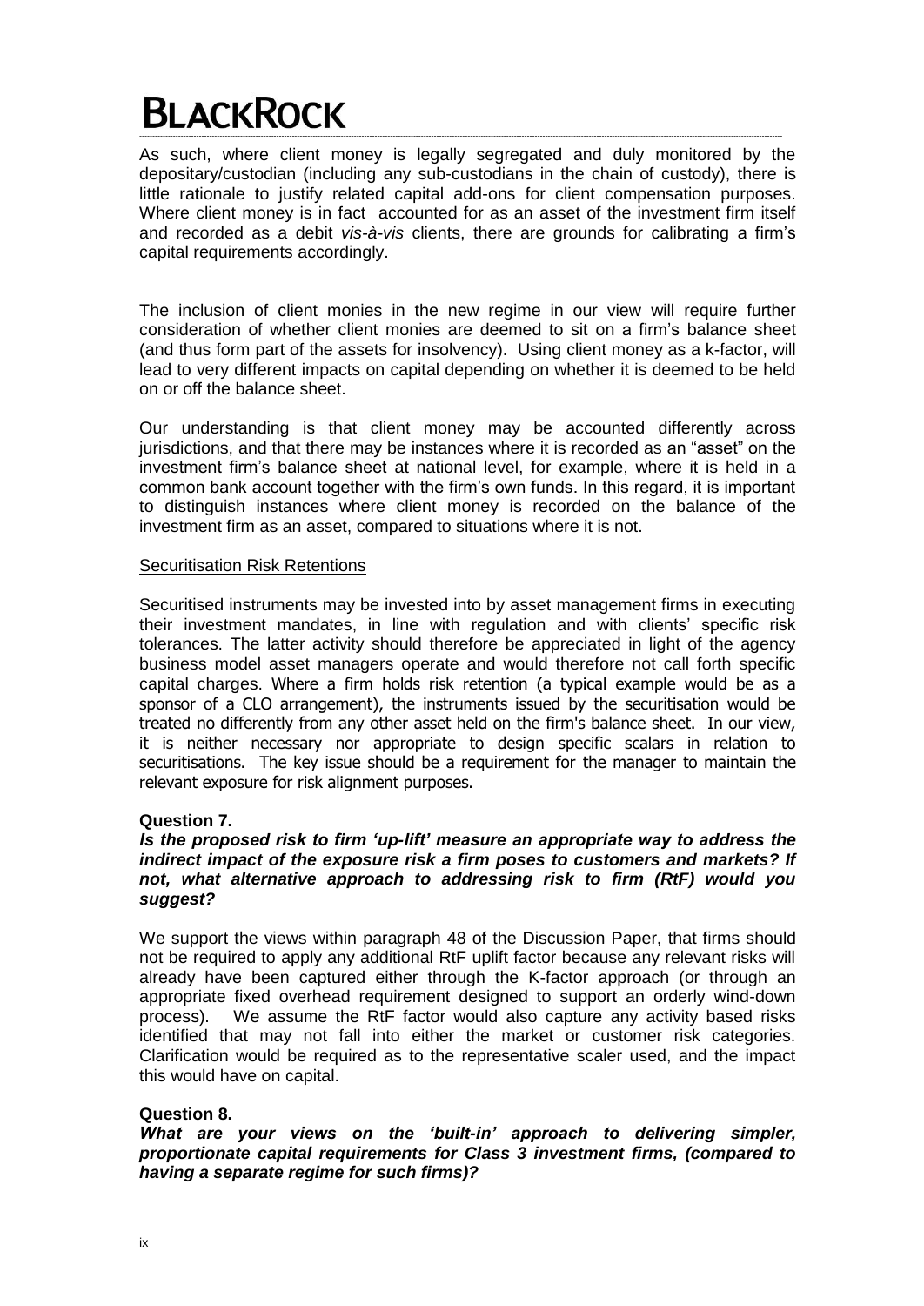As such, where client money is legally segregated and duly monitored by the depositary/custodian (including any sub-custodians in the chain of custody), there is little rationale to justify related capital add-ons for client compensation purposes. Where client money is in fact accounted for as an asset of the investment firm itself and recorded as a debit *vis-à-vis* clients, there are grounds for calibrating a firm's capital requirements accordingly.

The inclusion of client monies in the new regime in our view will require further consideration of whether client monies are deemed to sit on a firm's balance sheet (and thus form part of the assets for insolvency). Using client money as a k-factor, will lead to very different impacts on capital depending on whether it is deemed to be held on or off the balance sheet.

Our understanding is that client money may be accounted differently across jurisdictions, and that there may be instances where it is recorded as an "asset" on the investment firm's balance sheet at national level, for example, where it is held in a common bank account together with the firm's own funds. In this regard, it is important to distinguish instances where client money is recorded on the balance of the investment firm as an asset, compared to situations where it is not.

Securitisation Risk Retentions

Securitised instruments may be invested into by asset management firms in executing their investment mandates, in line with regulation and with clients' specific risk tolerances. The latter activity should therefore be appreciated in light of the agency business model asset managers operate and would therefore not call forth specific capital charges. Where a firm holds risk retention (a typical example would be as a sponsor of a CLO arrangement), the instruments issued by the securitisation would be treated no differently from any other asset held on the firm's balance sheet. In our view, it is neither necessary nor appropriate to design specific scalars in relation to securitisations. The key issue should be a requirement for the manager to maintain the relevant exposure for risk alignment purposes.

**Question 7.**

***Is the proposed risk to firm 'up-lift' measure an appropriate way to address the indirect impact of the exposure risk a firm poses to customers and markets? If not, what alternative approach to addressing risk to firm (RtF) would you suggest?***

We support the views within paragraph 48 of the Discussion Paper, that firms should not be required to apply any additional RtF uplift factor because any relevant risks will already have been captured either through the K-factor approach (or through an appropriate fixed overhead requirement designed to support an orderly wind-down process). We assume the RtF factor would also capture any activity based risks identified that may not fall into either the market or customer risk categories. Clarification would be required as to the representative scaler used, and the impact this would have on capital.

**Question 8.**

***What are your views on the 'built-in' approach to delivering simpler, proportionate capital requirements for Class 3 investment firms, (compared to having a separate regime for such firms)?***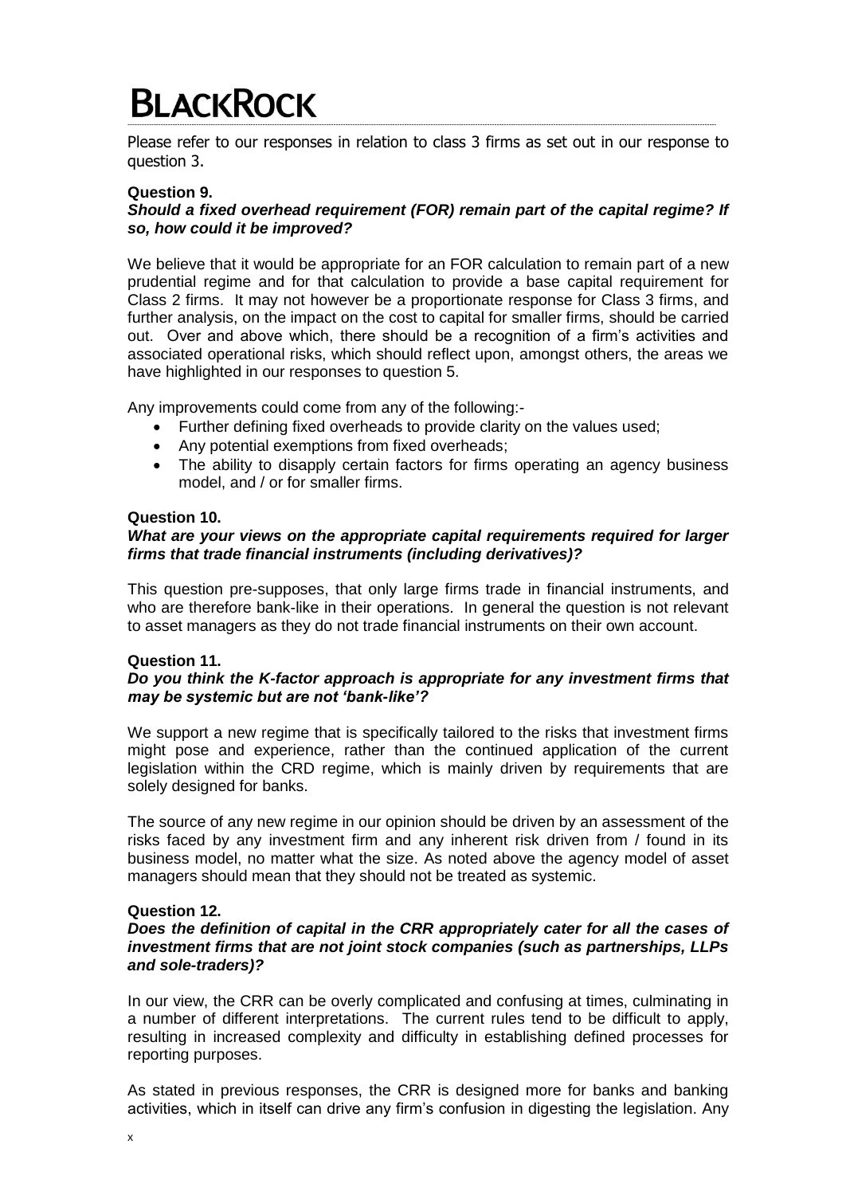Please refer to our responses in relation to class 3 firms as set out in our response to question 3.

**Question 9.**
***Should a fixed overhead requirement (FOR) remain part of the capital regime? If so, how could it be improved?***

We believe that it would be appropriate for an FOR calculation to remain part of a new prudential regime and for that calculation to provide a base capital requirement for Class 2 firms. It may not however be a proportionate response for Class 3 firms, and further analysis, on the impact on the cost to capital for smaller firms, should be carried out. Over and above which, there should be a recognition of a firm's activities and associated operational risks, which should reflect upon, amongst others, the areas we have highlighted in our responses to question 5.

Any improvements could come from any of the following:-

- Further defining fixed overheads to provide clarity on the values used;
- Any potential exemptions from fixed overheads;
- The ability to disapply certain factors for firms operating an agency business model, and / or for smaller firms.

**Question 10.**
***What are your views on the appropriate capital requirements required for larger firms that trade financial instruments (including derivatives)?***

This question pre-supposes, that only large firms trade in financial instruments, and who are therefore bank-like in their operations. In general the question is not relevant to asset managers as they do not trade financial instruments on their own account.

**Question 11.**
***Do you think the K-factor approach is appropriate for any investment firms that may be systemic but are not 'bank-like'?***

We support a new regime that is specifically tailored to the risks that investment firms might pose and experience, rather than the continued application of the current legislation within the CRD regime, which is mainly driven by requirements that are solely designed for banks.

The source of any new regime in our opinion should be driven by an assessment of the risks faced by any investment firm and any inherent risk driven from / found in its business model, no matter what the size. As noted above the agency model of asset managers should mean that they should not be treated as systemic.

**Question 12.**
***Does the definition of capital in the CRR appropriately cater for all the cases of investment firms that are not joint stock companies (such as partnerships, LLPs and sole-traders)?***

In our view, the CRR can be overly complicated and confusing at times, culminating in a number of different interpretations. The current rules tend to be difficult to apply, resulting in increased complexity and difficulty in establishing defined processes for reporting purposes.

As stated in previous responses, the CRR is designed more for banks and banking activities, which in itself can drive any firm's confusion in digesting the legislation. Any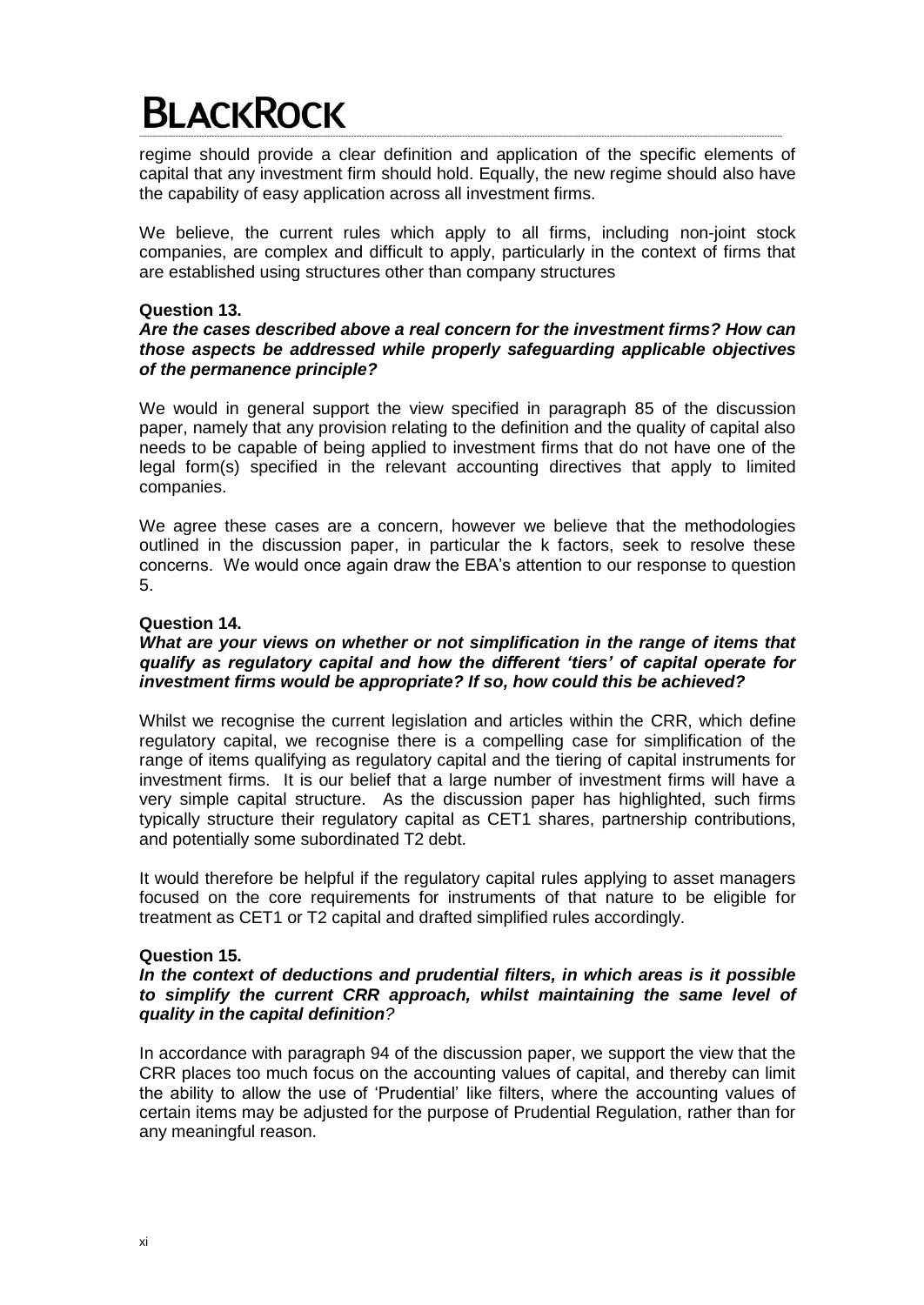regime should provide a clear definition and application of the specific elements of capital that any investment firm should hold. Equally, the new regime should also have the capability of easy application across all investment firms.

We believe, the current rules which apply to all firms, including non-joint stock companies, are complex and difficult to apply, particularly in the context of firms that are established using structures other than company structures

**Question 13.**
***Are the cases described above a real concern for the investment firms? How can those aspects be addressed while properly safeguarding applicable objectives of the permanence principle?***

We would in general support the view specified in paragraph 85 of the discussion paper, namely that any provision relating to the definition and the quality of capital also needs to be capable of being applied to investment firms that do not have one of the legal form(s) specified in the relevant accounting directives that apply to limited companies.

We agree these cases are a concern, however we believe that the methodologies outlined in the discussion paper, in particular the k factors, seek to resolve these concerns. We would once again draw the EBA's attention to our response to question 5.

**Question 14.**
***What are your views on whether or not simplification in the range of items that qualify as regulatory capital and how the different 'tiers' of capital operate for investment firms would be appropriate? If so, how could this be achieved?***

Whilst we recognise the current legislation and articles within the CRR, which define regulatory capital, we recognise there is a compelling case for simplification of the range of items qualifying as regulatory capital and the tiering of capital instruments for investment firms. It is our belief that a large number of investment firms will have a very simple capital structure. As the discussion paper has highlighted, such firms typically structure their regulatory capital as CET1 shares, partnership contributions, and potentially some subordinated T2 debt.

It would therefore be helpful if the regulatory capital rules applying to asset managers focused on the core requirements for instruments of that nature to be eligible for treatment as CET1 or T2 capital and drafted simplified rules accordingly.

**Question 15.**
***In the context of deductions and prudential filters, in which areas is it possible to simplify the current CRR approach, whilst maintaining the same level of quality in the capital definition?***

In accordance with paragraph 94 of the discussion paper, we support the view that the CRR places too much focus on the accounting values of capital, and thereby can limit the ability to allow the use of 'Prudential' like filters, where the accounting values of certain items may be adjusted for the purpose of Prudential Regulation, rather than for any meaningful reason.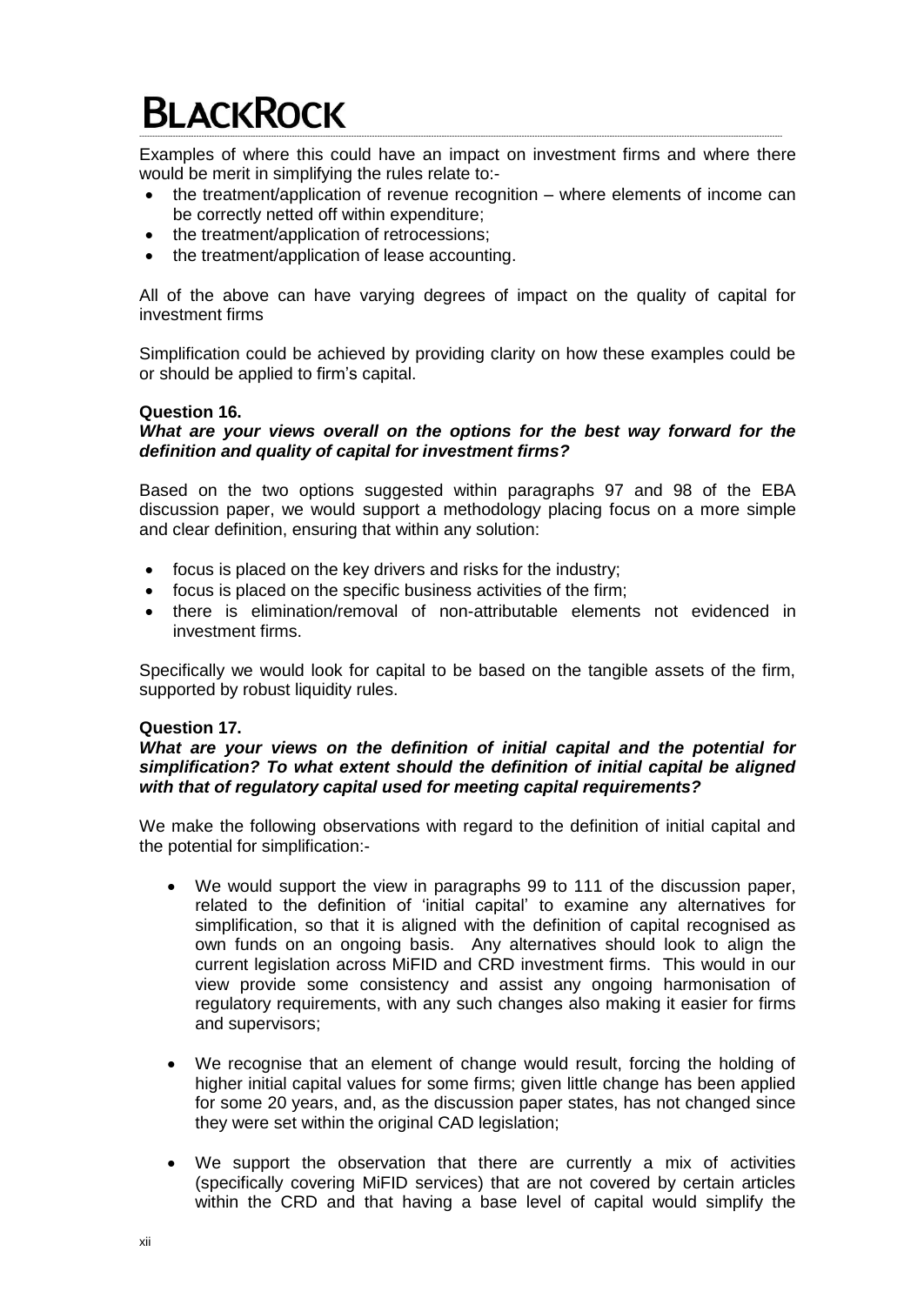Examples of where this could have an impact on investment firms and where there would be merit in simplifying the rules relate to:-

- the treatment/application of revenue recognition – where elements of income can be correctly netted off within expenditure;
- the treatment/application of retrocessions;
- the treatment/application of lease accounting.

All of the above can have varying degrees of impact on the quality of capital for investment firms

Simplification could be achieved by providing clarity on how these examples could be or should be applied to firm's capital.

**Question 16.**
***What are your views overall on the options for the best way forward for the definition and quality of capital for investment firms?***

Based on the two options suggested within paragraphs 97 and 98 of the EBA discussion paper, we would support a methodology placing focus on a more simple and clear definition, ensuring that within any solution:

- focus is placed on the key drivers and risks for the industry;
- focus is placed on the specific business activities of the firm;
- there is elimination/removal of non-attributable elements not evidenced in investment firms.

Specifically we would look for capital to be based on the tangible assets of the firm, supported by robust liquidity rules.

**Question 17.**
***What are your views on the definition of initial capital and the potential for simplification? To what extent should the definition of initial capital be aligned with that of regulatory capital used for meeting capital requirements?***

We make the following observations with regard to the definition of initial capital and the potential for simplification:-

- We would support the view in paragraphs 99 to 111 of the discussion paper, related to the definition of 'initial capital' to examine any alternatives for simplification, so that it is aligned with the definition of capital recognised as own funds on an ongoing basis. Any alternatives should look to align the current legislation across MiFID and CRD investment firms. This would in our view provide some consistency and assist any ongoing harmonisation of regulatory requirements, with any such changes also making it easier for firms and supervisors;

- We recognise that an element of change would result, forcing the holding of higher initial capital values for some firms; given little change has been applied for some 20 years, and, as the discussion paper states, has not changed since they were set within the original CAD legislation;

- We support the observation that there are currently a mix of activities (specifically covering MiFID services) that are not covered by certain articles within the CRD and that having a base level of capital would simplify the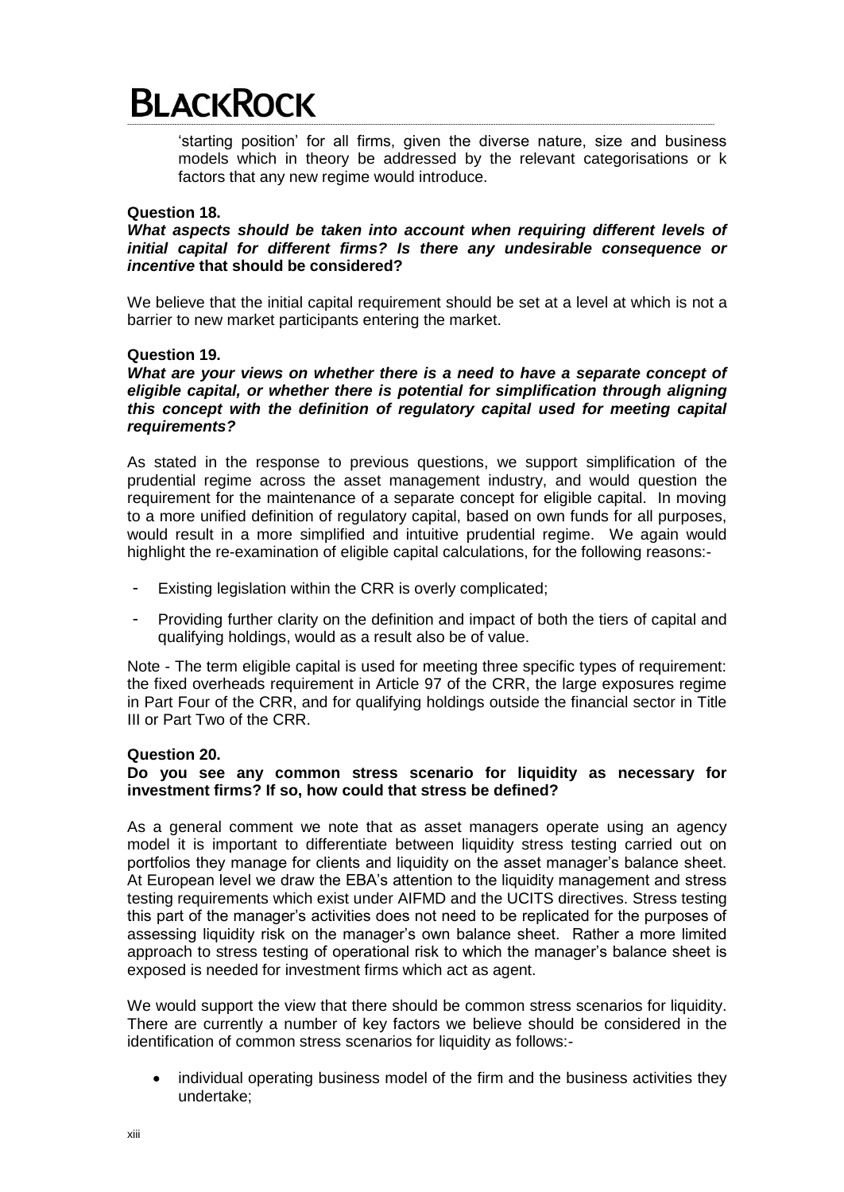'starting position' for all firms, given the diverse nature, size and business models which in theory be addressed by the relevant categorisations or k factors that any new regime would introduce.

**Question 18.**

***What aspects should be taken into account when requiring different levels of initial capital for different firms? Is there any undesirable consequence or incentive* that should be considered?**

We believe that the initial capital requirement should be set at a level at which is not a barrier to new market participants entering the market.

**Question 19.**

***What are your views on whether there is a need to have a separate concept of eligible capital, or whether there is potential for simplification through aligning this concept with the definition of regulatory capital used for meeting capital requirements?***

As stated in the response to previous questions, we support simplification of the prudential regime across the asset management industry, and would question the requirement for the maintenance of a separate concept for eligible capital. In moving to a more unified definition of regulatory capital, based on own funds for all purposes, would result in a more simplified and intuitive prudential regime. We again would highlight the re-examination of eligible capital calculations, for the following reasons:-

- Existing legislation within the CRR is overly complicated;
- Providing further clarity on the definition and impact of both the tiers of capital and qualifying holdings, would as a result also be of value.

Note - The term eligible capital is used for meeting three specific types of requirement: the fixed overheads requirement in Article 97 of the CRR, the large exposures regime in Part Four of the CRR, and for qualifying holdings outside the financial sector in Title III or Part Two of the CRR.

**Question 20.**

**Do you see any common stress scenario for liquidity as necessary for investment firms? If so, how could that stress be defined?**

As a general comment we note that as asset managers operate using an agency model it is important to differentiate between liquidity stress testing carried out on portfolios they manage for clients and liquidity on the asset manager's balance sheet. At European level we draw the EBA's attention to the liquidity management and stress testing requirements which exist under AIFMD and the UCITS directives. Stress testing this part of the manager's activities does not need to be replicated for the purposes of assessing liquidity risk on the manager's own balance sheet. Rather a more limited approach to stress testing of operational risk to which the manager's balance sheet is exposed is needed for investment firms which act as agent.

We would support the view that there should be common stress scenarios for liquidity. There are currently a number of key factors we believe should be considered in the identification of common stress scenarios for liquidity as follows:-

- individual operating business model of the firm and the business activities they undertake;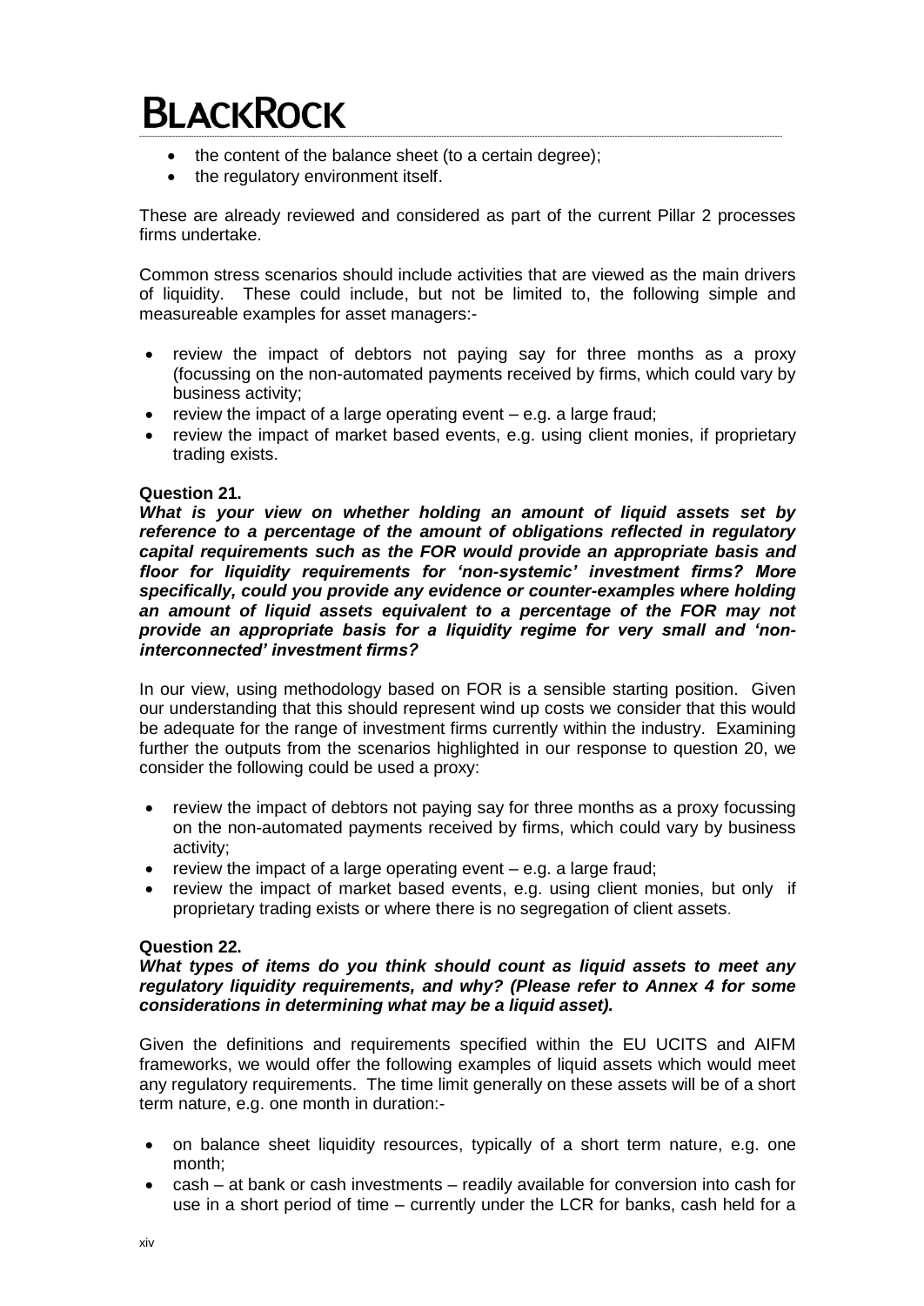- the content of the balance sheet (to a certain degree);
- the regulatory environment itself.

These are already reviewed and considered as part of the current Pillar 2 processes firms undertake.

Common stress scenarios should include activities that are viewed as the main drivers of liquidity. These could include, but not be limited to, the following simple and measureable examples for asset managers:-

- review the impact of debtors not paying say for three months as a proxy (focussing on the non-automated payments received by firms, which could vary by business activity;
- review the impact of a large operating event – e.g. a large fraud;
- review the impact of market based events, e.g. using client monies, if proprietary trading exists.

**Question 21.**

***What is your view on whether holding an amount of liquid assets set by reference to a percentage of the amount of obligations reflected in regulatory capital requirements such as the FOR would provide an appropriate basis and floor for liquidity requirements for 'non-systemic' investment firms? More specifically, could you provide any evidence or counter-examples where holding an amount of liquid assets equivalent to a percentage of the FOR may not provide an appropriate basis for a liquidity regime for very small and 'non-interconnected' investment firms?***

In our view, using methodology based on FOR is a sensible starting position. Given our understanding that this should represent wind up costs we consider that this would be adequate for the range of investment firms currently within the industry. Examining further the outputs from the scenarios highlighted in our response to question 20, we consider the following could be used a proxy:

- review the impact of debtors not paying say for three months as a proxy focussing on the non-automated payments received by firms, which could vary by business activity;
- review the impact of a large operating event – e.g. a large fraud;
- review the impact of market based events, e.g. using client monies, but only if proprietary trading exists or where there is no segregation of client assets.

**Question 22.**

***What types of items do you think should count as liquid assets to meet any regulatory liquidity requirements, and why? (Please refer to Annex 4 for some considerations in determining what may be a liquid asset).***

Given the definitions and requirements specified within the EU UCITS and AIFM frameworks, we would offer the following examples of liquid assets which would meet any regulatory requirements. The time limit generally on these assets will be of a short term nature, e.g. one month in duration:-

- on balance sheet liquidity resources, typically of a short term nature, e.g. one month;
- cash – at bank or cash investments – readily available for conversion into cash for use in a short period of time – currently under the LCR for banks, cash held for a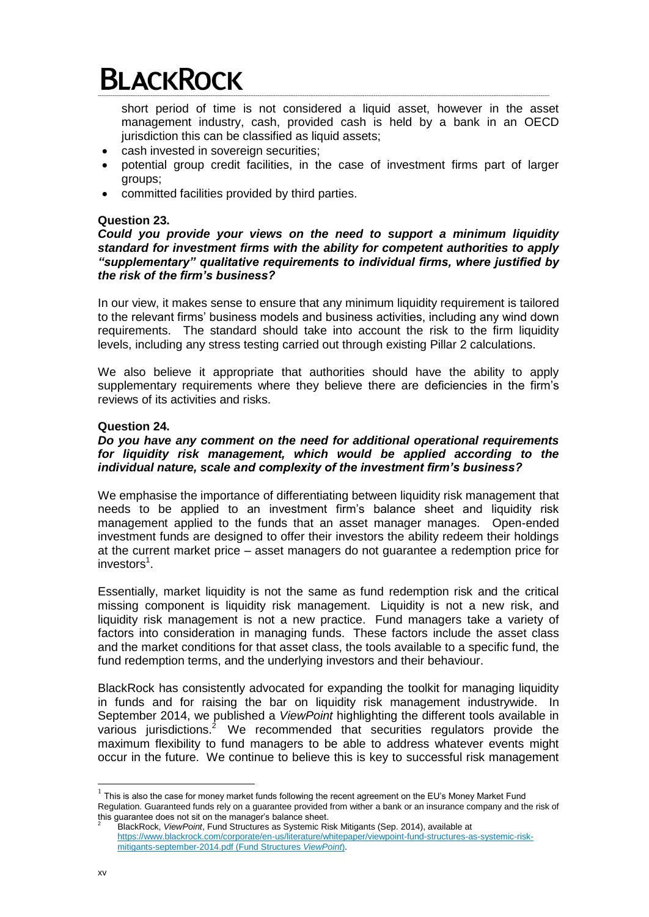short period of time is not considered a liquid asset, however in the asset management industry, cash, provided cash is held by a bank in an OECD jurisdiction this can be classified as liquid assets;

- cash invested in sovereign securities;
- potential group credit facilities, in the case of investment firms part of larger groups;
- committed facilities provided by third parties.

**Question 23.**

***Could you provide your views on the need to support a minimum liquidity standard for investment firms with the ability for competent authorities to apply "supplementary" qualitative requirements to individual firms, where justified by the risk of the firm's business?***

In our view, it makes sense to ensure that any minimum liquidity requirement is tailored to the relevant firms' business models and business activities, including any wind down requirements. The standard should take into account the risk to the firm liquidity levels, including any stress testing carried out through existing Pillar 2 calculations.

We also believe it appropriate that authorities should have the ability to apply supplementary requirements where they believe there are deficiencies in the firm's reviews of its activities and risks.

**Question 24.**

***Do you have any comment on the need for additional operational requirements for liquidity risk management, which would be applied according to the individual nature, scale and complexity of the investment firm's business?***

We emphasise the importance of differentiating between liquidity risk management that needs to be applied to an investment firm's balance sheet and liquidity risk management applied to the funds that an asset manager manages. Open-ended investment funds are designed to offer their investors the ability redeem their holdings at the current market price – asset managers do not guarantee a redemption price for investors[1].

Essentially, market liquidity is not the same as fund redemption risk and the critical missing component is liquidity risk management. Liquidity is not a new risk, and liquidity risk management is not a new practice. Fund managers take a variety of factors into consideration in managing funds. These factors include the asset class and the market conditions for that asset class, the tools available to a specific fund, the fund redemption terms, and the underlying investors and their behaviour.

BlackRock has consistently advocated for expanding the toolkit for managing liquidity in funds and for raising the bar on liquidity risk management industrywide. In September 2014, we published a *ViewPoint* highlighting the different tools available in various jurisdictions.[2] We recommended that securities regulators provide the maximum flexibility to fund managers to be able to address whatever events might occur in the future. We continue to believe this is key to successful risk management

---

[1] This is also the case for money market funds following the recent agreement on the EU's Money Market Fund Regulation. Guaranteed funds rely on a guarantee provided from wither a bank or an insurance company and the risk of this guarantee does not sit on the manager's balance sheet.

[2] BlackRock, *ViewPoint*, Fund Structures as Systemic Risk Mitigants (Sep. 2014), available at https://www.blackrock.com/corporate/en-us/literature/whitepaper/viewpoint-fund-structures-as-systemic-risk-mitigants-september-2014.pdf (Fund Structures *ViewPoint*).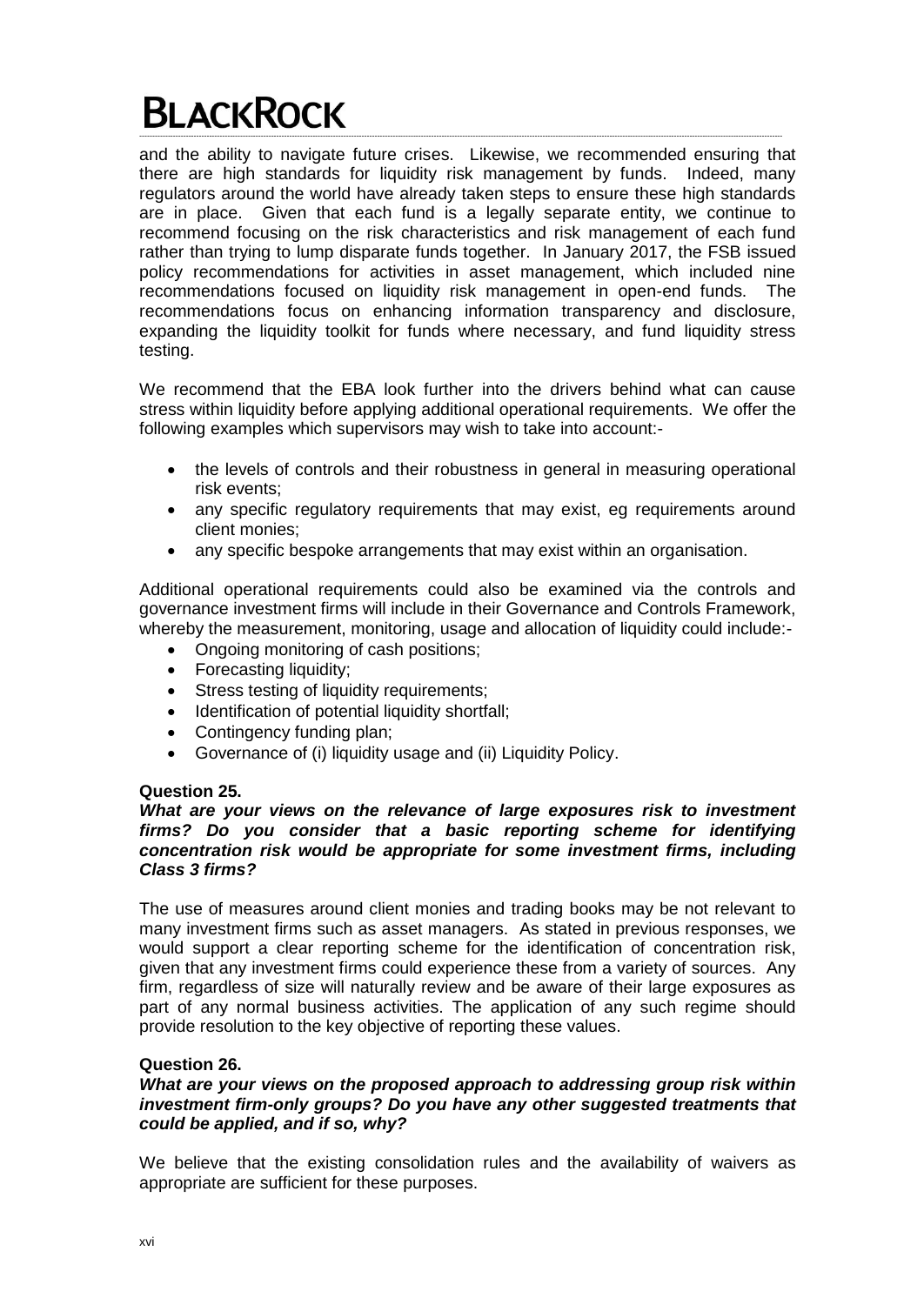and the ability to navigate future crises. Likewise, we recommended ensuring that there are high standards for liquidity risk management by funds. Indeed, many regulators around the world have already taken steps to ensure these high standards are in place. Given that each fund is a legally separate entity, we continue to recommend focusing on the risk characteristics and risk management of each fund rather than trying to lump disparate funds together. In January 2017, the FSB issued policy recommendations for activities in asset management, which included nine recommendations focused on liquidity risk management in open-end funds. The recommendations focus on enhancing information transparency and disclosure, expanding the liquidity toolkit for funds where necessary, and fund liquidity stress testing.

We recommend that the EBA look further into the drivers behind what can cause stress within liquidity before applying additional operational requirements. We offer the following examples which supervisors may wish to take into account:-

- the levels of controls and their robustness in general in measuring operational risk events;
- any specific regulatory requirements that may exist, eg requirements around client monies;
- any specific bespoke arrangements that may exist within an organisation.

Additional operational requirements could also be examined via the controls and governance investment firms will include in their Governance and Controls Framework, whereby the measurement, monitoring, usage and allocation of liquidity could include:-

- Ongoing monitoring of cash positions;
- Forecasting liquidity;
- Stress testing of liquidity requirements;
- Identification of potential liquidity shortfall;
- Contingency funding plan;
- Governance of (i) liquidity usage and (ii) Liquidity Policy.

**Question 25.**

***What are your views on the relevance of large exposures risk to investment firms? Do you consider that a basic reporting scheme for identifying concentration risk would be appropriate for some investment firms, including Class 3 firms?***

The use of measures around client monies and trading books may be not relevant to many investment firms such as asset managers. As stated in previous responses, we would support a clear reporting scheme for the identification of concentration risk, given that any investment firms could experience these from a variety of sources. Any firm, regardless of size will naturally review and be aware of their large exposures as part of any normal business activities. The application of any such regime should provide resolution to the key objective of reporting these values.

**Question 26.**

***What are your views on the proposed approach to addressing group risk within investment firm-only groups? Do you have any other suggested treatments that could be applied, and if so, why?***

We believe that the existing consolidation rules and the availability of waivers as appropriate are sufficient for these purposes.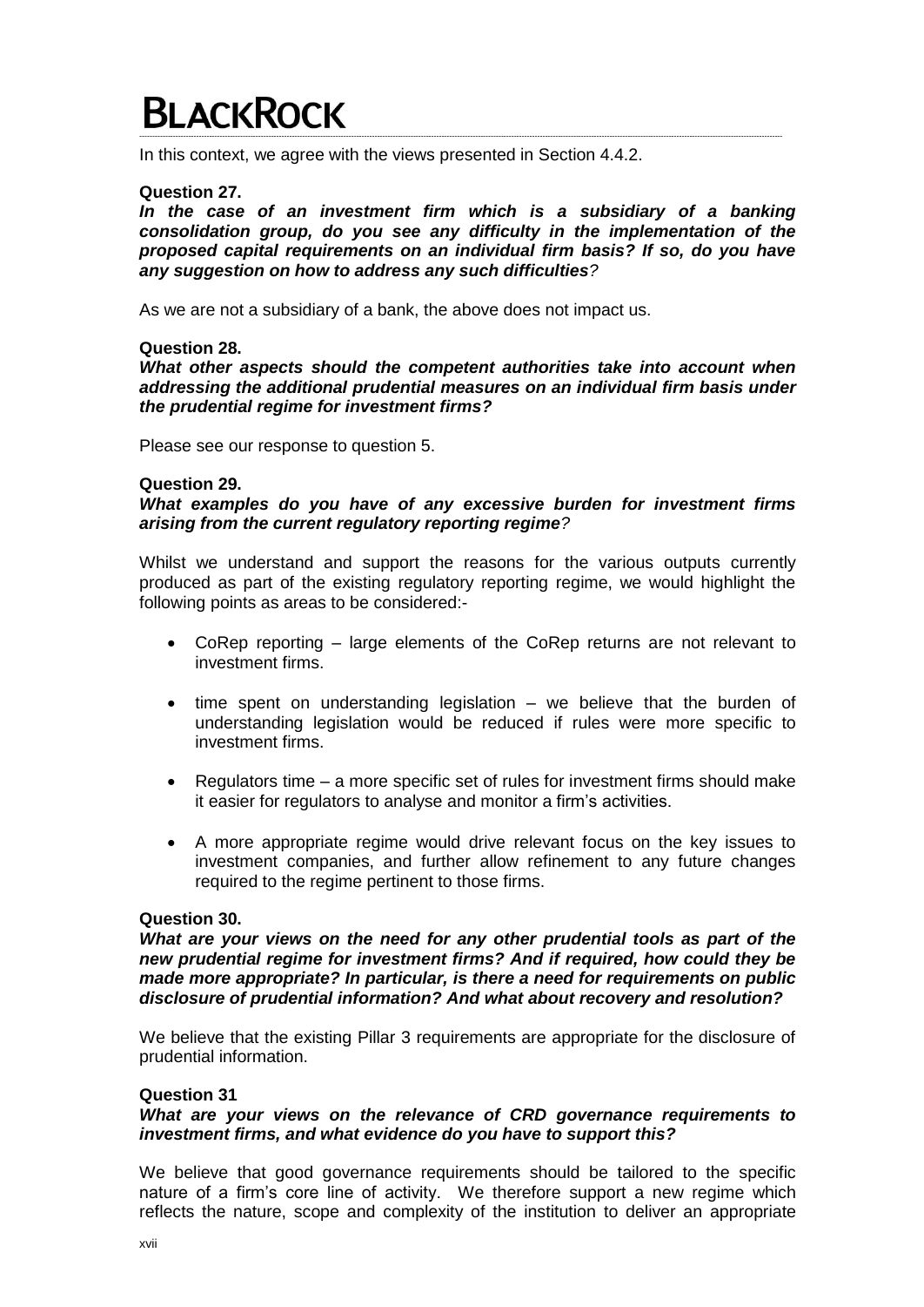In this context, we agree with the views presented in Section 4.4.2.

**Question 27.**
***In the case of an investment firm which is a subsidiary of a banking consolidation group, do you see any difficulty in the implementation of the proposed capital requirements on an individual firm basis? If so, do you have any suggestion on how to address any such difficulties?***

As we are not a subsidiary of a bank, the above does not impact us.

**Question 28.**
***What other aspects should the competent authorities take into account when addressing the additional prudential measures on an individual firm basis under the prudential regime for investment firms?***

Please see our response to question 5.

**Question 29.**
***What examples do you have of any excessive burden for investment firms arising from the current regulatory reporting regime?***

Whilst we understand and support the reasons for the various outputs currently produced as part of the existing regulatory reporting regime, we would highlight the following points as areas to be considered:-

- CoRep reporting – large elements of the CoRep returns are not relevant to investment firms.
- time spent on understanding legislation – we believe that the burden of understanding legislation would be reduced if rules were more specific to investment firms.
- Regulators time – a more specific set of rules for investment firms should make it easier for regulators to analyse and monitor a firm's activities.
- A more appropriate regime would drive relevant focus on the key issues to investment companies, and further allow refinement to any future changes required to the regime pertinent to those firms.

**Question 30.**
***What are your views on the need for any other prudential tools as part of the new prudential regime for investment firms? And if required, how could they be made more appropriate? In particular, is there a need for requirements on public disclosure of prudential information? And what about recovery and resolution?***

We believe that the existing Pillar 3 requirements are appropriate for the disclosure of prudential information.

**Question 31**
***What are your views on the relevance of CRD governance requirements to investment firms, and what evidence do you have to support this?***

We believe that good governance requirements should be tailored to the specific nature of a firm's core line of activity. We therefore support a new regime which reflects the nature, scope and complexity of the institution to deliver an appropriate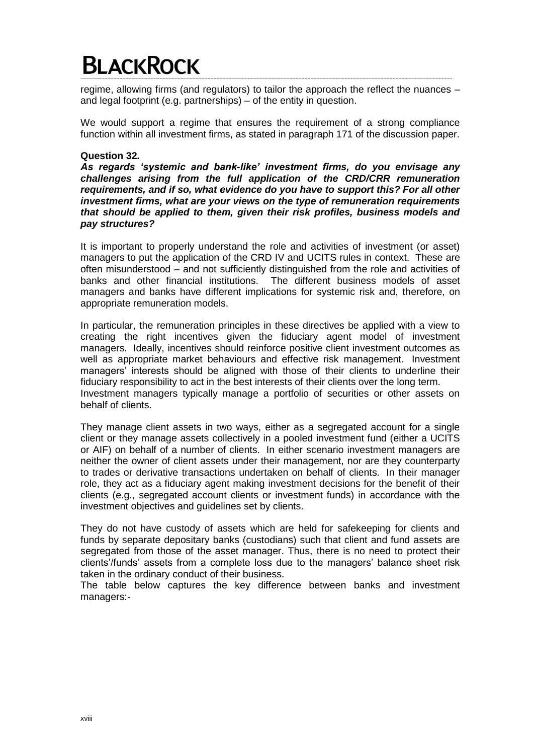regime, allowing firms (and regulators) to tailor the approach the reflect the nuances – and legal footprint (e.g. partnerships) – of the entity in question.

We would support a regime that ensures the requirement of a strong compliance function within all investment firms, as stated in paragraph 171 of the discussion paper.

**Question 32.**

***As regards 'systemic and bank-like' investment firms, do you envisage any challenges arising from the full application of the CRD/CRR remuneration requirements, and if so, what evidence do you have to support this? For all other investment firms, what are your views on the type of remuneration requirements that should be applied to them, given their risk profiles, business models and pay structures?***

It is important to properly understand the role and activities of investment (or asset) managers to put the application of the CRD IV and UCITS rules in context. These are often misunderstood – and not sufficiently distinguished from the role and activities of banks and other financial institutions. The different business models of asset managers and banks have different implications for systemic risk and, therefore, on appropriate remuneration models.

In particular, the remuneration principles in these directives be applied with a view to creating the right incentives given the fiduciary agent model of investment managers. Ideally, incentives should reinforce positive client investment outcomes as well as appropriate market behaviours and effective risk management. Investment managers' interests should be aligned with those of their clients to underline their fiduciary responsibility to act in the best interests of their clients over the long term.
Investment managers typically manage a portfolio of securities or other assets on behalf of clients.

They manage client assets in two ways, either as a segregated account for a single client or they manage assets collectively in a pooled investment fund (either a UCITS or AIF) on behalf of a number of clients. In either scenario investment managers are neither the owner of client assets under their management, nor are they counterparty to trades or derivative transactions undertaken on behalf of clients. In their manager role, they act as a fiduciary agent making investment decisions for the benefit of their clients (e.g., segregated account clients or investment funds) in accordance with the investment objectives and guidelines set by clients.

They do not have custody of assets which are held for safekeeping for clients and funds by separate depositary banks (custodians) such that client and fund assets are segregated from those of the asset manager. Thus, there is no need to protect their clients'/funds' assets from a complete loss due to the managers' balance sheet risk taken in the ordinary conduct of their business.
The table below captures the key difference between banks and investment managers:-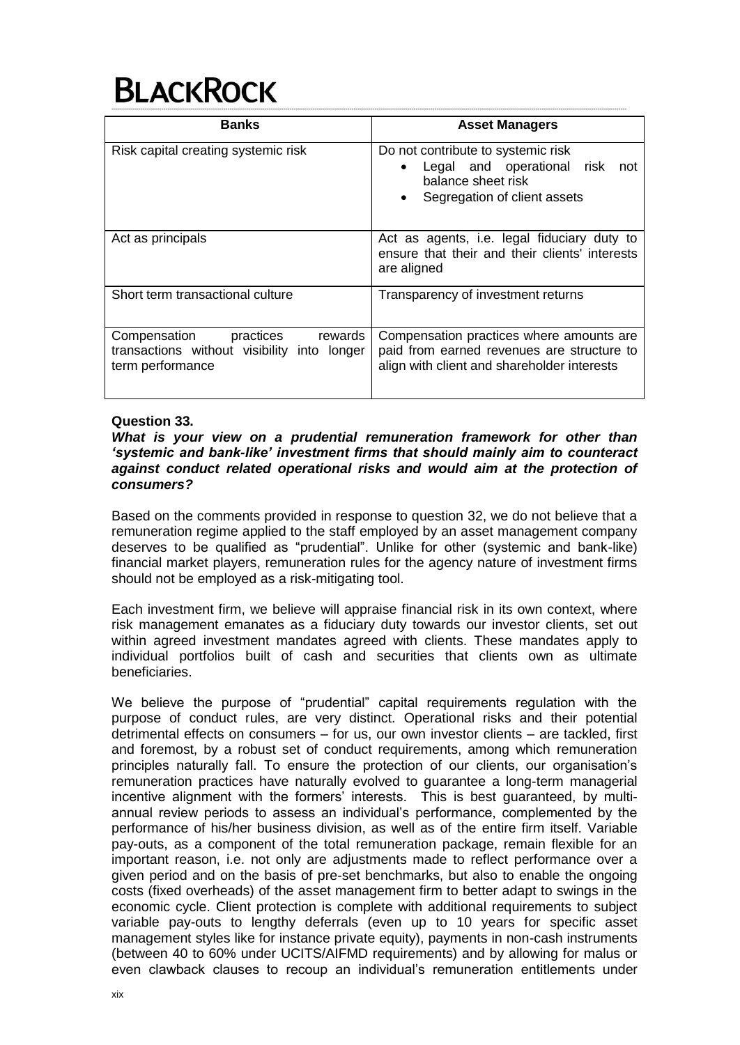| Banks | Asset Managers |
|---|---|
| Risk capital creating systemic risk | Do not contribute to systemic risk<br>• Legal and operational risk not balance sheet risk<br>• Segregation of client assets |
| Act as principals | Act as agents, i.e. legal fiduciary duty to ensure that their and their clients' interests are aligned |
| Short term transactional culture | Transparency of investment returns |
| Compensation practices rewards transactions without visibility into longer term performance | Compensation practices where amounts are paid from earned revenues are structure to align with client and shareholder interests |

**Question 33.**

***What is your view on a prudential remuneration framework for other than 'systemic and bank-like' investment firms that should mainly aim to counteract against conduct related operational risks and would aim at the protection of consumers?***

Based on the comments provided in response to question 32, we do not believe that a remuneration regime applied to the staff employed by an asset management company deserves to be qualified as "prudential". Unlike for other (systemic and bank-like) financial market players, remuneration rules for the agency nature of investment firms should not be employed as a risk-mitigating tool.

Each investment firm, we believe will appraise financial risk in its own context, where risk management emanates as a fiduciary duty towards our investor clients, set out within agreed investment mandates agreed with clients. These mandates apply to individual portfolios built of cash and securities that clients own as ultimate beneficiaries.

We believe the purpose of "prudential" capital requirements regulation with the purpose of conduct rules, are very distinct. Operational risks and their potential detrimental effects on consumers – for us, our own investor clients – are tackled, first and foremost, by a robust set of conduct requirements, among which remuneration principles naturally fall. To ensure the protection of our clients, our organisation's remuneration practices have naturally evolved to guarantee a long-term managerial incentive alignment with the formers' interests. This is best guaranteed, by multi-annual review periods to assess an individual's performance, complemented by the performance of his/her business division, as well as of the entire firm itself. Variable pay-outs, as a component of the total remuneration package, remain flexible for an important reason, i.e. not only are adjustments made to reflect performance over a given period and on the basis of pre-set benchmarks, but also to enable the ongoing costs (fixed overheads) of the asset management firm to better adapt to swings in the economic cycle. Client protection is complete with additional requirements to subject variable pay-outs to lengthy deferrals (even up to 10 years for specific asset management styles like for instance private equity), payments in non-cash instruments (between 40 to 60% under UCITS/AIFMD requirements) and by allowing for malus or even clawback clauses to recoup an individual's remuneration entitlements under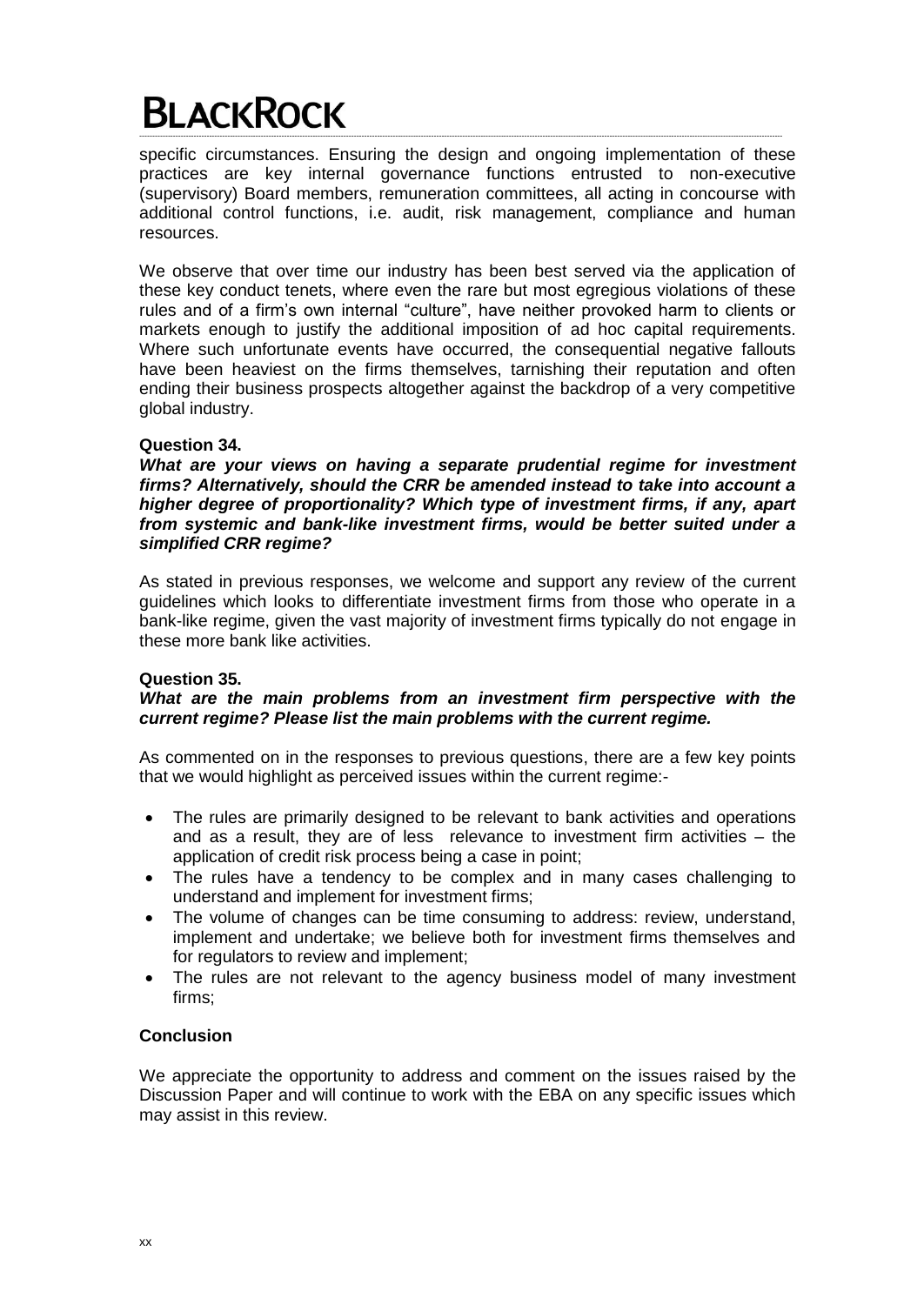specific circumstances. Ensuring the design and ongoing implementation of these practices are key internal governance functions entrusted to non-executive (supervisory) Board members, remuneration committees, all acting in concourse with additional control functions, i.e. audit, risk management, compliance and human resources.

We observe that over time our industry has been best served via the application of these key conduct tenets, where even the rare but most egregious violations of these rules and of a firm's own internal "culture", have neither provoked harm to clients or markets enough to justify the additional imposition of ad hoc capital requirements. Where such unfortunate events have occurred, the consequential negative fallouts have been heaviest on the firms themselves, tarnishing their reputation and often ending their business prospects altogether against the backdrop of a very competitive global industry.

**Question 34.**

***What are your views on having a separate prudential regime for investment firms? Alternatively, should the CRR be amended instead to take into account a higher degree of proportionality? Which type of investment firms, if any, apart from systemic and bank-like investment firms, would be better suited under a simplified CRR regime?***

As stated in previous responses, we welcome and support any review of the current guidelines which looks to differentiate investment firms from those who operate in a bank-like regime, given the vast majority of investment firms typically do not engage in these more bank like activities.

**Question 35.**

***What are the main problems from an investment firm perspective with the current regime? Please list the main problems with the current regime.***

As commented on in the responses to previous questions, there are a few key points that we would highlight as perceived issues within the current regime:-

- The rules are primarily designed to be relevant to bank activities and operations and as a result, they are of less relevance to investment firm activities – the application of credit risk process being a case in point;
- The rules have a tendency to be complex and in many cases challenging to understand and implement for investment firms;
- The volume of changes can be time consuming to address: review, understand, implement and undertake; we believe both for investment firms themselves and for regulators to review and implement;
- The rules are not relevant to the agency business model of many investment firms;

**Conclusion**

We appreciate the opportunity to address and comment on the issues raised by the Discussion Paper and will continue to work with the EBA on any specific issues which may assist in this review.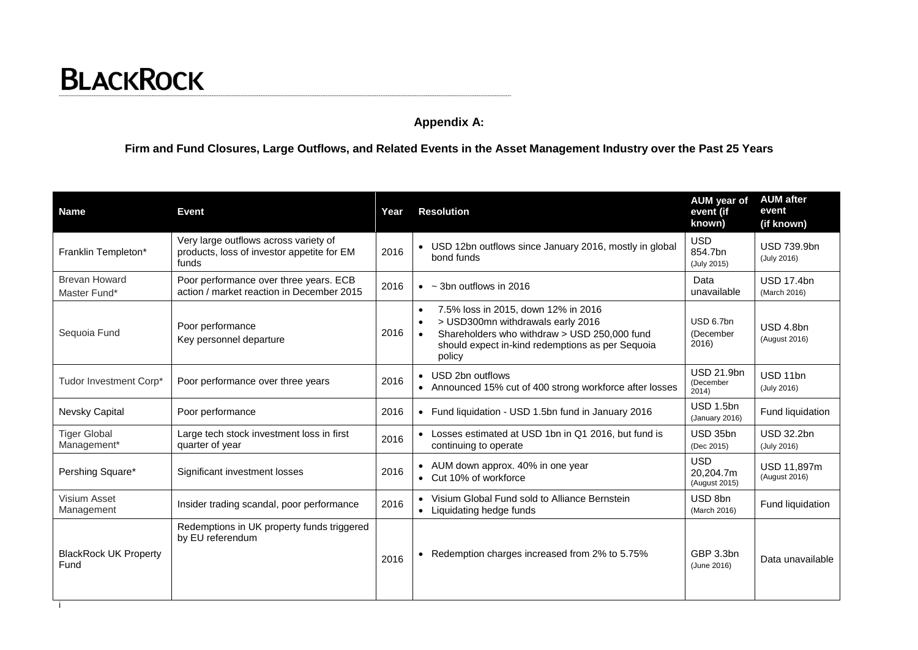**BLACKROCK**

**Appendix A:**

**Firm and Fund Closures, Large Outflows, and Related Events in the Asset Management Industry over the Past 25 Years**

| Name | Event | Year | Resolution | AUM year of event (if known) | AUM after event (if known) |
|---|---|---|---|---|---|
| Franklin Templeton* | Very large outflows across variety of products, loss of investor appetite for EM funds | 2016 | • USD 12bn outflows since January 2016, mostly in global bond funds | USD 854.7bn (July 2015) | USD 739.9bn (July 2016) |
| Brevan Howard Master Fund* | Poor performance over three years. ECB action / market reaction in December 2015 | 2016 | • ~ 3bn outflows in 2016 | Data unavailable | USD 17.4bn (March 2016) |
| Sequoia Fund | Poor performance<br>Key personnel departure | 2016 | • 7.5% loss in 2015, down 12% in 2016<br>• > USD300mn withdrawals early 2016<br>• Shareholders who withdraw > USD 250,000 fund should expect in-kind redemptions as per Sequoia policy | USD 6.7bn (December 2016) | USD 4.8bn (August 2016) |
| Tudor Investment Corp* | Poor performance over three years | 2016 | • USD 2bn outflows<br>• Announced 15% cut of 400 strong workforce after losses | USD 21.9bn (December 2014) | USD 11bn (July 2016) |
| Nevsky Capital | Poor performance | 2016 | • Fund liquidation - USD 1.5bn fund in January 2016 | USD 1.5bn (January 2016) | Fund liquidation |
| Tiger Global Management* | Large tech stock investment loss in first quarter of year | 2016 | • Losses estimated at USD 1bn in Q1 2016, but fund is continuing to operate | USD 35bn (Dec 2015) | USD 32.2bn (July 2016) |
| Pershing Square* | Significant investment losses | 2016 | • AUM down approx. 40% in one year<br>• Cut 10% of workforce | USD 20,204.7m (August 2015) | USD 11,897m (August 2016) |
| Visium Asset Management | Insider trading scandal, poor performance | 2016 | • Visium Global Fund sold to Alliance Bernstein<br>• Liquidating hedge funds | USD 8bn (March 2016) | Fund liquidation |
| BlackRock UK Property Fund | Redemptions in UK property funds triggered by EU referendum | 2016 | • Redemption charges increased from 2% to 5.75% | GBP 3.3bn (June 2016) | Data unavailable |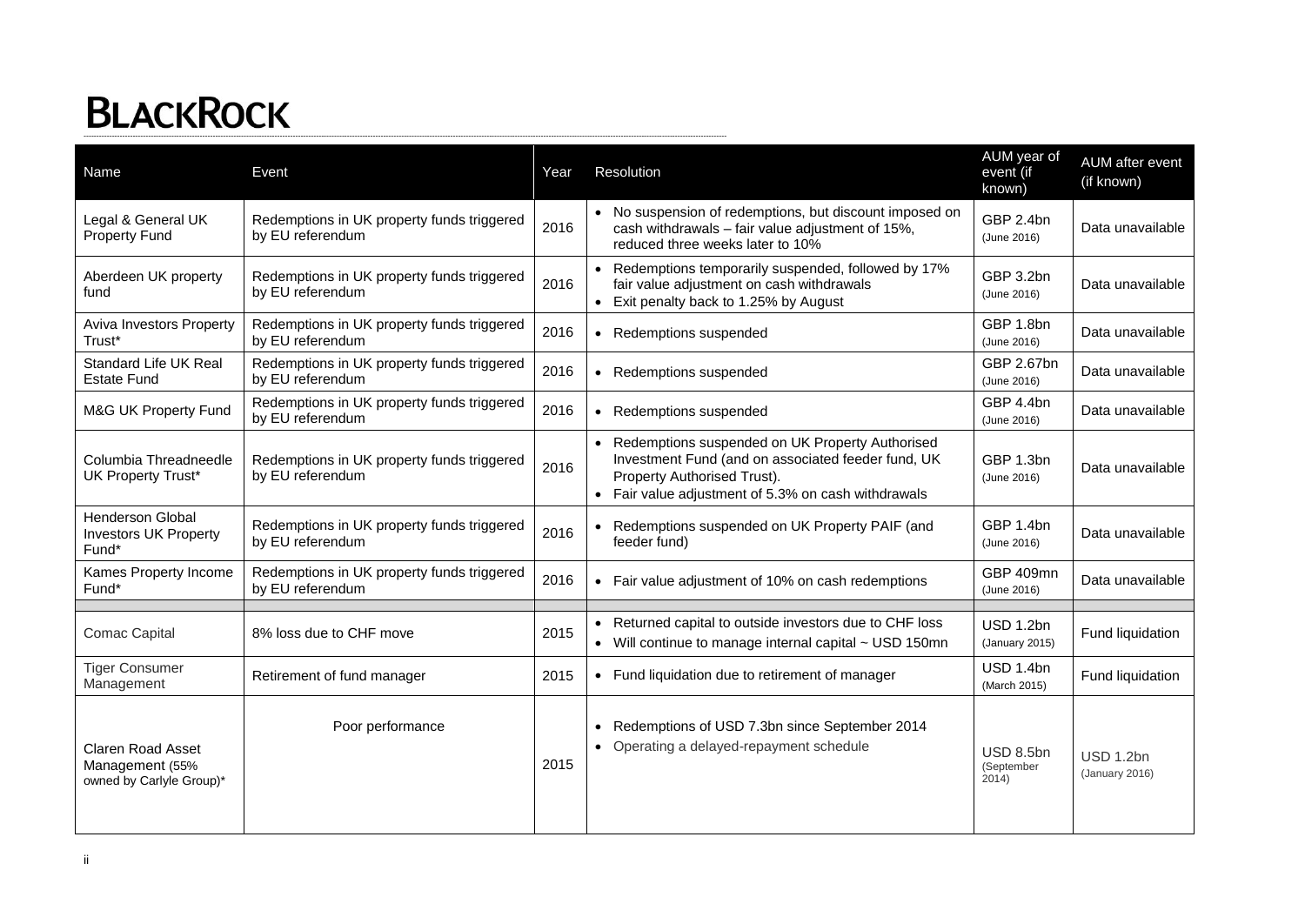# BlackRock

| Name | Event | Year | Resolution | AUM year of event (if known) | AUM after event (if known) |
|---|---|---|---|---|---|
| Legal & General UK Property Fund | Redemptions in UK property funds triggered by EU referendum | 2016 | • No suspension of redemptions, but discount imposed on cash withdrawals – fair value adjustment of 15%, reduced three weeks later to 10% | GBP 2.4bn (June 2016) | Data unavailable |
| Aberdeen UK property fund | Redemptions in UK property funds triggered by EU referendum | 2016 | • Redemptions temporarily suspended, followed by 17% fair value adjustment on cash withdrawals<br>• Exit penalty back to 1.25% by August | GBP 3.2bn (June 2016) | Data unavailable |
| Aviva Investors Property Trust* | Redemptions in UK property funds triggered by EU referendum | 2016 | • Redemptions suspended | GBP 1.8bn (June 2016) | Data unavailable |
| Standard Life UK Real Estate Fund | Redemptions in UK property funds triggered by EU referendum | 2016 | • Redemptions suspended | GBP 2.67bn (June 2016) | Data unavailable |
| M&G UK Property Fund | Redemptions in UK property funds triggered by EU referendum | 2016 | • Redemptions suspended | GBP 4.4bn (June 2016) | Data unavailable |
| Columbia Threadneedle UK Property Trust* | Redemptions in UK property funds triggered by EU referendum | 2016 | • Redemptions suspended on UK Property Authorised Investment Fund (and on associated feeder fund, UK Property Authorised Trust).<br>• Fair value adjustment of 5.3% on cash withdrawals | GBP 1.3bn (June 2016) | Data unavailable |
| Henderson Global Investors UK Property Fund* | Redemptions in UK property funds triggered by EU referendum | 2016 | • Redemptions suspended on UK Property PAIF (and feeder fund) | GBP 1.4bn (June 2016) | Data unavailable |
| Kames Property Income Fund* | Redemptions in UK property funds triggered by EU referendum | 2016 | • Fair value adjustment of 10% on cash redemptions | GBP 409mn (June 2016) | Data unavailable |
| | | | | | |
| Comac Capital | 8% loss due to CHF move | 2015 | • Returned capital to outside investors due to CHF loss<br>• Will continue to manage internal capital ~ USD 150mn | USD 1.2bn (January 2015) | Fund liquidation |
| Tiger Consumer Management | Retirement of fund manager | 2015 | • Fund liquidation due to retirement of manager | USD 1.4bn (March 2015) | Fund liquidation |
| Claren Road Asset Management (55% owned by Carlyle Group)* | Poor performance | 2015 | • Redemptions of USD 7.3bn since September 2014<br>• Operating a delayed-repayment schedule | USD 8.5bn (September 2014) | USD 1.2bn (January 2016) |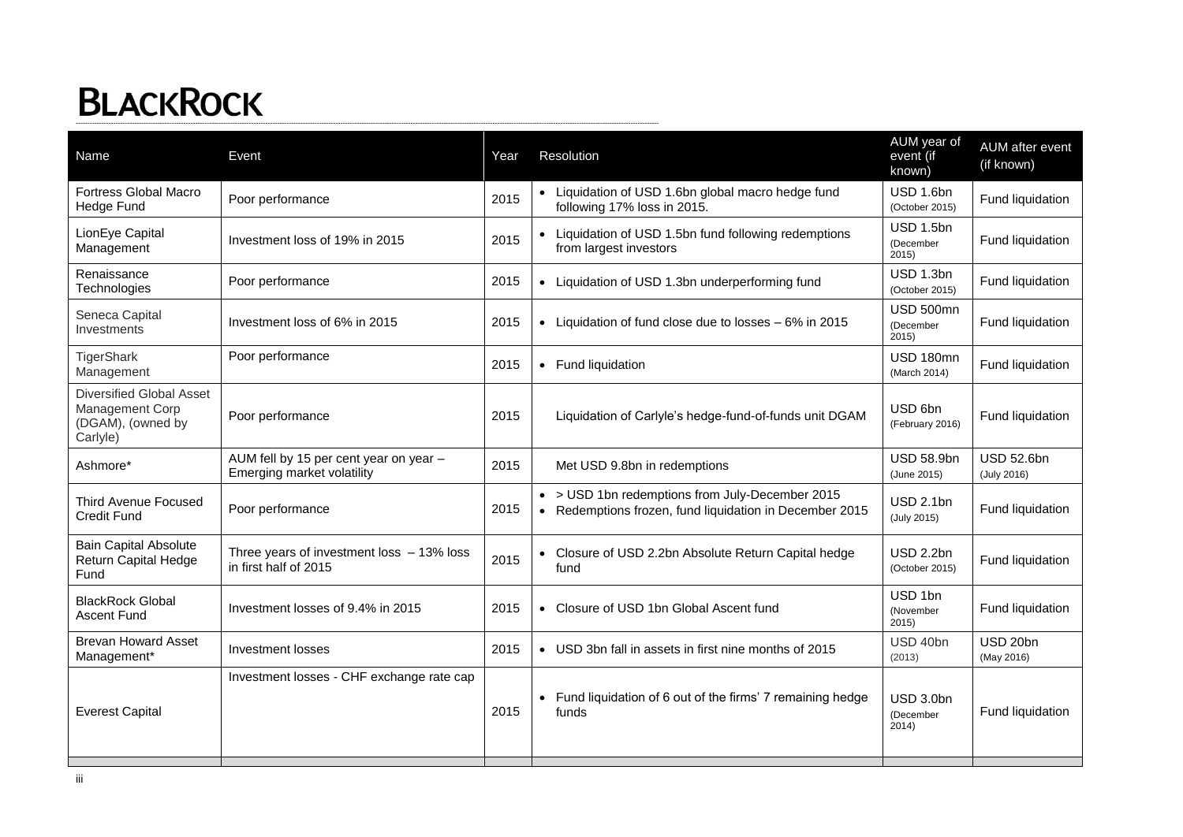| Name | Event | Year | Resolution | AUM year of event (if known) | AUM after event (if known) |
|---|---|---|---|---|---|
| Fortress Global Macro Hedge Fund | Poor performance | 2015 | • Liquidation of USD 1.6bn global macro hedge fund following 17% loss in 2015. | USD 1.6bn (October 2015) | Fund liquidation |
| LionEye Capital Management | Investment loss of 19% in 2015 | 2015 | • Liquidation of USD 1.5bn fund following redemptions from largest investors | USD 1.5bn (December 2015) | Fund liquidation |
| Renaissance Technologies | Poor performance | 2015 | • Liquidation of USD 1.3bn underperforming fund | USD 1.3bn (October 2015) | Fund liquidation |
| Seneca Capital Investments | Investment loss of 6% in 2015 | 2015 | • Liquidation of fund close due to losses – 6% in 2015 | USD 500mn (December 2015) | Fund liquidation |
| TigerShark Management | Poor performance | 2015 | • Fund liquidation | USD 180mn (March 2014) | Fund liquidation |
| Diversified Global Asset Management Corp (DGAM), (owned by Carlyle) | Poor performance | 2015 | Liquidation of Carlyle's hedge-fund-of-funds unit DGAM | USD 6bn (February 2016) | Fund liquidation |
| Ashmore* | AUM fell by 15 per cent year on year – Emerging market volatility | 2015 | Met USD 9.8bn in redemptions | USD 58.9bn (June 2015) | USD 52.6bn (July 2016) |
| Third Avenue Focused Credit Fund | Poor performance | 2015 | • > USD 1bn redemptions from July-December 2015<br>• Redemptions frozen, fund liquidation in December 2015 | USD 2.1bn (July 2015) | Fund liquidation |
| Bain Capital Absolute Return Capital Hedge Fund | Three years of investment loss – 13% loss in first half of 2015 | 2015 | • Closure of USD 2.2bn Absolute Return Capital hedge fund | USD 2.2bn (October 2015) | Fund liquidation |
| BlackRock Global Ascent Fund | Investment losses of 9.4% in 2015 | 2015 | • Closure of USD 1bn Global Ascent fund | USD 1bn (November 2015) | Fund liquidation |
| Brevan Howard Asset Management* | Investment losses | 2015 | • USD 3bn fall in assets in first nine months of 2015 | USD 40bn (2013) | USD 20bn (May 2016) |
| Everest Capital | Investment losses - CHF exchange rate cap | 2015 | • Fund liquidation of 6 out of the firms' 7 remaining hedge funds | USD 3.0bn (December 2014) | Fund liquidation |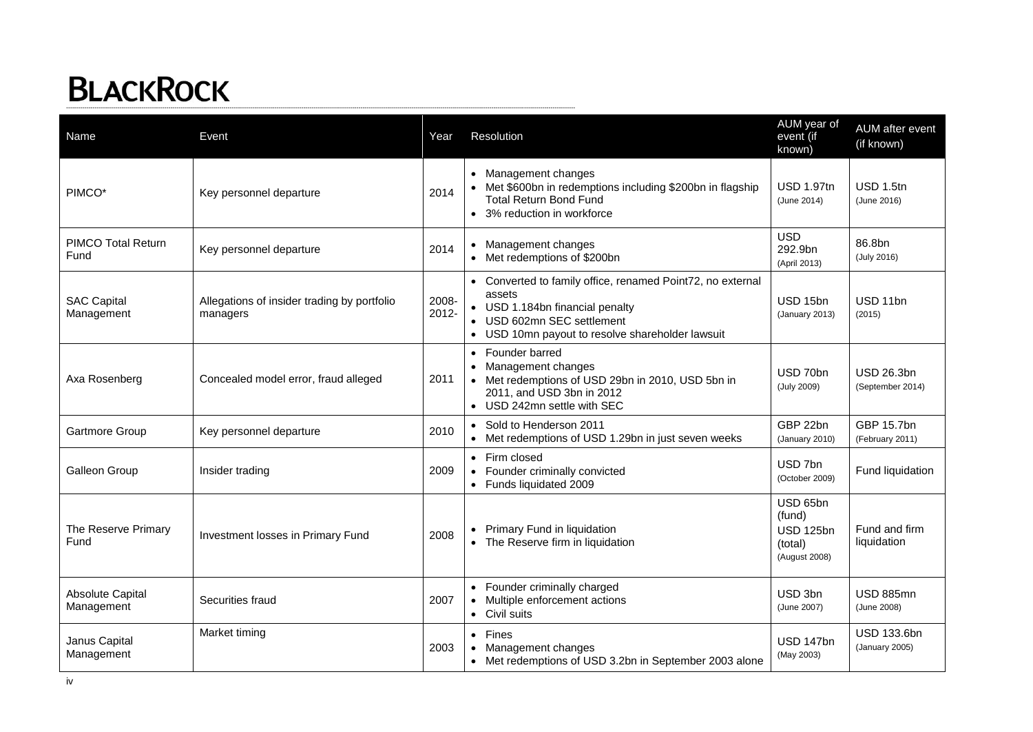| Name | Event | Year | Resolution | AUM year of event (if known) | AUM after event (if known) |
|---|---|---|---|---|---|
| PIMCO* | Key personnel departure | 2014 | • Management changes<br>• Met \$600bn in redemptions including \$200bn in flagship Total Return Bond Fund<br>• 3% reduction in workforce | USD 1.97tn (June 2014) | USD 1.5tn (June 2016) |
| PIMCO Total Return Fund | Key personnel departure | 2014 | • Management changes<br>• Met redemptions of \$200bn | USD 292.9bn (April 2013) | 86.8bn (July 2016) |
| SAC Capital Management | Allegations of insider trading by portfolio managers | 2008-2012- | • Converted to family office, renamed Point72, no external assets<br>• USD 1.184bn financial penalty<br>• USD 602mn SEC settlement<br>• USD 10mn payout to resolve shareholder lawsuit | USD 15bn (January 2013) | USD 11bn (2015) |
| Axa Rosenberg | Concealed model error, fraud alleged | 2011 | • Founder barred<br>• Management changes<br>• Met redemptions of USD 29bn in 2010, USD 5bn in 2011, and USD 3bn in 2012<br>• USD 242mn settle with SEC | USD 70bn (July 2009) | USD 26.3bn (September 2014) |
| Gartmore Group | Key personnel departure | 2010 | • Sold to Henderson 2011<br>• Met redemptions of USD 1.29bn in just seven weeks | GBP 22bn (January 2010) | GBP 15.7bn (February 2011) |
| Galleon Group | Insider trading | 2009 | • Firm closed<br>• Founder criminally convicted<br>• Funds liquidated 2009 | USD 7bn (October 2009) | Fund liquidation |
| The Reserve Primary Fund | Investment losses in Primary Fund | 2008 | • Primary Fund in liquidation<br>• The Reserve firm in liquidation | USD 65bn (fund) USD 125bn (total) (August 2008) | Fund and firm liquidation |
| Absolute Capital Management | Securities fraud | 2007 | • Founder criminally charged<br>• Multiple enforcement actions<br>• Civil suits | USD 3bn (June 2007) | USD 885mn (June 2008) |
| Janus Capital Management | Market timing | 2003 | • Fines<br>• Management changes<br>• Met redemptions of USD 3.2bn in September 2003 alone | USD 147bn (May 2003) | USD 133.6bn (January 2005) |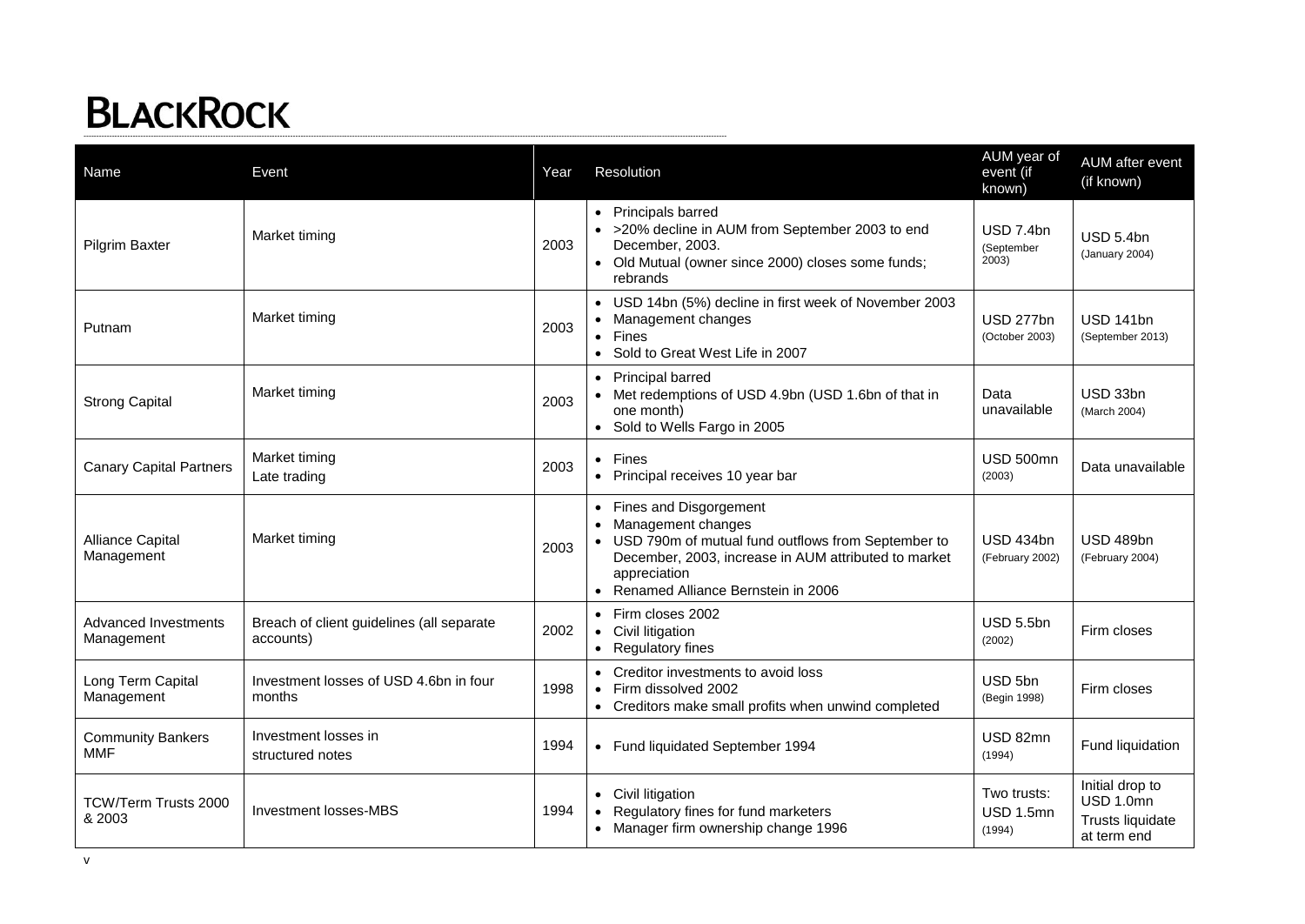# BLACKROCK

| Name | Event | Year | Resolution | AUM year of event (if known) | AUM after event (if known) |
|---|---|---|---|---|---|
| Pilgrim Baxter | Market timing | 2003 | • Principals barred<br>• >20% decline in AUM from September 2003 to end December, 2003.<br>• Old Mutual (owner since 2000) closes some funds; rebrands | USD 7.4bn (September 2003) | USD 5.4bn (January 2004) |
| Putnam | Market timing | 2003 | • USD 14bn (5%) decline in first week of November 2003<br>• Management changes<br>• Fines<br>• Sold to Great West Life in 2007 | USD 277bn (October 2003) | USD 141bn (September 2013) |
| Strong Capital | Market timing | 2003 | • Principal barred<br>• Met redemptions of USD 4.9bn (USD 1.6bn of that in one month)<br>• Sold to Wells Fargo in 2005 | Data unavailable | USD 33bn (March 2004) |
| Canary Capital Partners | Market timing<br>Late trading | 2003 | • Fines<br>• Principal receives 10 year bar | USD 500mn (2003) | Data unavailable |
| Alliance Capital Management | Market timing | 2003 | • Fines and Disgorgement<br>• Management changes<br>• USD 790m of mutual fund outflows from September to December, 2003, increase in AUM attributed to market appreciation<br>• Renamed Alliance Bernstein in 2006 | USD 434bn (February 2002) | USD 489bn (February 2004) |
| Advanced Investments Management | Breach of client guidelines (all separate accounts) | 2002 | • Firm closes 2002<br>• Civil litigation<br>• Regulatory fines | USD 5.5bn (2002) | Firm closes |
| Long Term Capital Management | Investment losses of USD 4.6bn in four months | 1998 | • Creditor investments to avoid loss<br>• Firm dissolved 2002<br>• Creditors make small profits when unwind completed | USD 5bn (Begin 1998) | Firm closes |
| Community Bankers MMF | Investment losses in structured notes | 1994 | • Fund liquidated September 1994 | USD 82mn (1994) | Fund liquidation |
| TCW/Term Trusts 2000 & 2003 | Investment losses-MBS | 1994 | • Civil litigation<br>• Regulatory fines for fund marketers<br>• Manager firm ownership change 1996 | Two trusts: USD 1.5mn (1994) | Initial drop to USD 1.0mn<br>Trusts liquidate at term end |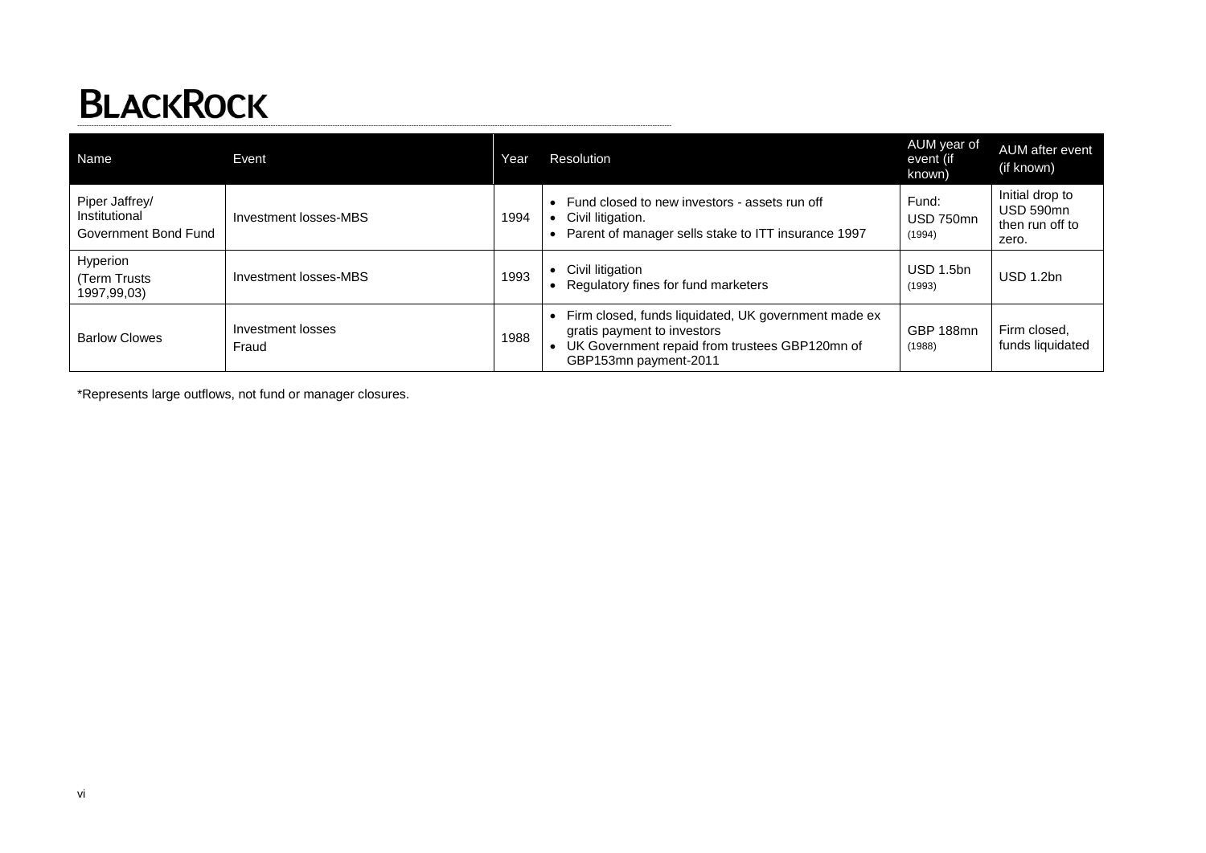| Name | Event | Year | Resolution | AUM year of event (if known) | AUM after event (if known) |
|---|---|---|---|---|---|
| Piper Jaffrey/ Institutional Government Bond Fund | Investment losses-MBS | 1994 | • Fund closed to new investors - assets run off<br>• Civil litigation.<br>• Parent of manager sells stake to ITT insurance 1997 | Fund: USD 750mn (1994) | Initial drop to USD 590mn then run off to zero. |
| Hyperion (Term Trusts 1997,99,03) | Investment losses-MBS | 1993 | • Civil litigation<br>• Regulatory fines for fund marketers | USD 1.5bn (1993) | USD 1.2bn |
| Barlow Clowes | Investment losses<br>Fraud | 1988 | • Firm closed, funds liquidated, UK government made ex gratis payment to investors<br>• UK Government repaid from trustees GBP120mn of GBP153mn payment-2011 | GBP 188mn (1988) | Firm closed, funds liquidated |

*Represents large outflows, not fund or manager closures.